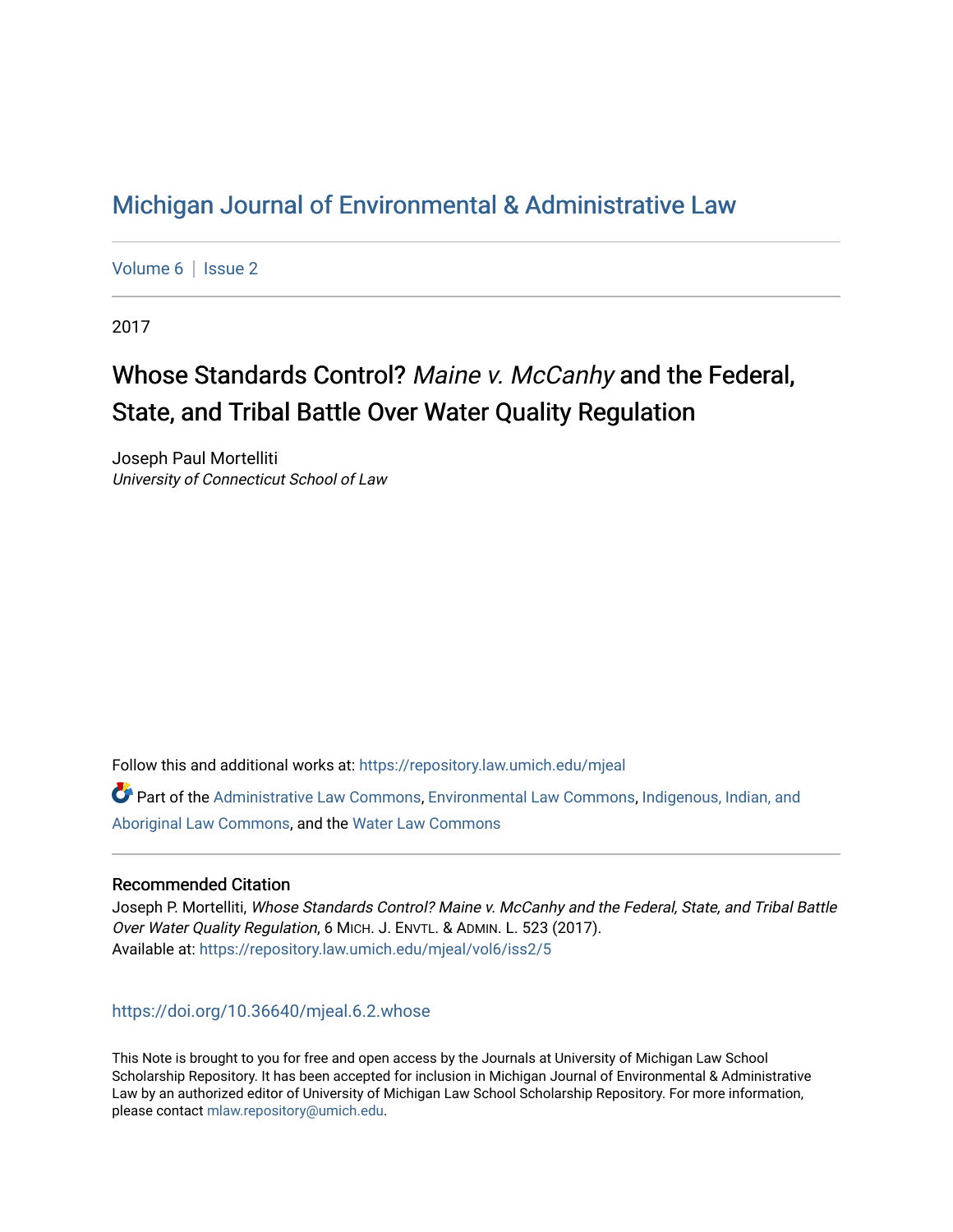# Michigan Journal of Environmental & Administrative Law

Volume 6 | Issue 2

2017

## Whose Standards Control? *Maine v. McCanhy* and the Federal, State, and Tribal Battle Over Water Quality Regulation

Joseph Paul Mortelliti
*University of Connecticut School of Law*

Follow this and additional works at: https://repository.law.umich.edu/mjeal

Part of the Administrative Law Commons, Environmental Law Commons, Indigenous, Indian, and Aboriginal Law Commons, and the Water Law Commons

### Recommended Citation

Joseph P. Mortelliti, *Whose Standards Control? Maine v. McCanhy and the Federal, State, and Tribal Battle Over Water Quality Regulation*, 6 MICH. J. ENVTL. & ADMIN. L. 523 (2017).
Available at: https://repository.law.umich.edu/mjeal/vol6/iss2/5

https://doi.org/10.36640/mjeal.6.2.whose

This Note is brought to you for free and open access by the Journals at University of Michigan Law School Scholarship Repository. It has been accepted for inclusion in Michigan Journal of Environmental & Administrative Law by an authorized editor of University of Michigan Law School Scholarship Repository. For more information, please contact mlaw.repository@umich.edu.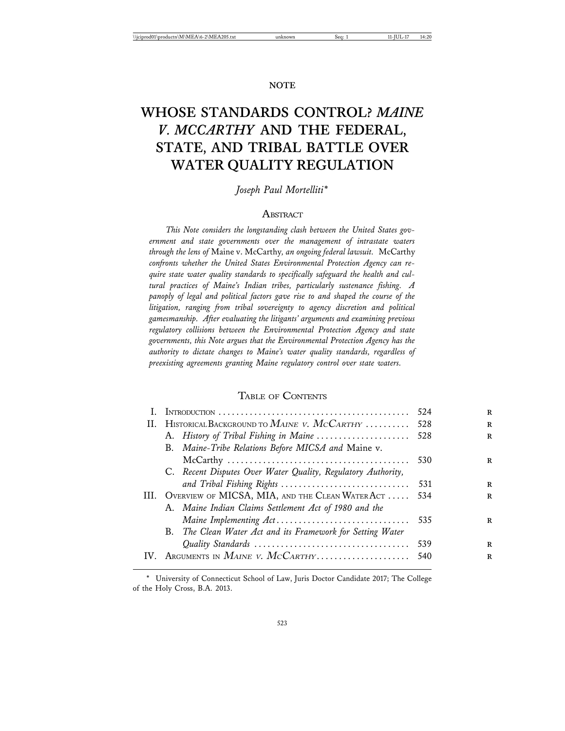NOTE

# WHOSE STANDARDS CONTROL? *MAINE V. MCCARTHY* AND THE FEDERAL, STATE, AND TRIBAL BATTLE OVER WATER QUALITY REGULATION

*Joseph Paul Mortelliti**

## Abstract

*This Note considers the longstanding clash between the United States government and state governments over the management of intrastate waters through the lens of* Maine v. McCarthy*, an ongoing federal lawsuit.* McCarthy *confronts whether the United States Environmental Protection Agency can require state water quality standards to specifically safeguard the health and cultural practices of Maine's Indian tribes, particularly sustenance fishing. A panoply of legal and political factors gave rise to and shaped the course of the litigation, ranging from tribal sovereignty to agency discretion and political gamesmanship. After evaluating the litigants' arguments and examining previous regulatory collisions between the Environmental Protection Agency and state governments, this Note argues that the Environmental Protection Agency has the authority to dictate changes to Maine's water quality standards, regardless of preexisting agreements granting Maine regulatory control over state waters.*

## Table of Contents

| | | |
|---|---|---|
| I. | Introduction | 524 |
| II. | Historical Background to *Maine v. McCarthy* | 528 |
| | A. *History of Tribal Fishing in Maine* | 528 |
| | B. *Maine-Tribe Relations Before MICSA and* Maine v. McCarthy | 530 |
| | C. *Recent Disputes Over Water Quality, Regulatory Authority, and Tribal Fishing Rights* | 531 |
| III. | Overview of MICSA, MIA, and the Clean Water Act | 534 |
| | A. *Maine Indian Claims Settlement Act of 1980 and the Maine Implementing Act* | 535 |
| | B. *The Clean Water Act and its Framework for Setting Water Quality Standards* | 539 |
| IV. | Arguments in *Maine v. McCarthy* | 540 |

* University of Connecticut School of Law, Juris Doctor Candidate 2017; The College of the Holy Cross, B.A. 2013.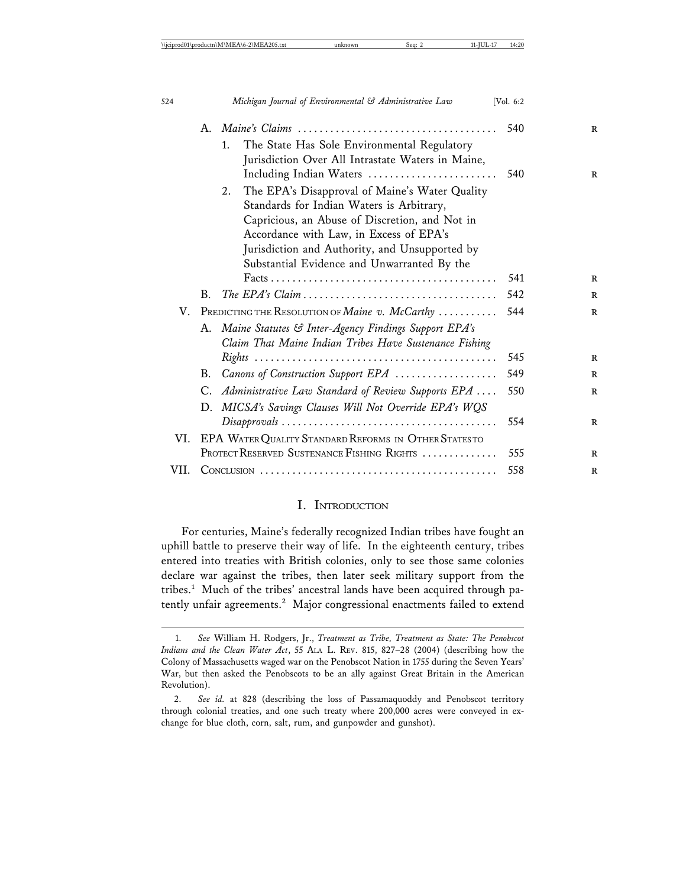A. *Maine's Claims* ..................................... 540

1. The State Has Sole Environmental Regulatory Jurisdiction Over All Intrastate Waters in Maine, Including Indian Waters ........................ 540

2. The EPA's Disapproval of Maine's Water Quality Standards for Indian Waters is Arbitrary, Capricious, an Abuse of Discretion, and Not in Accordance with Law, in Excess of EPA's Jurisdiction and Authority, and Unsupported by Substantial Evidence and Unwarranted By the Facts ......................................... 541

B. *The EPA's Claim* .................................... 542

V. PREDICTING THE RESOLUTION OF *Maine v. McCarthy* ........... 544

A. *Maine Statutes & Inter-Agency Findings Support EPA's Claim That Maine Indian Tribes Have Sustenance Fishing Rights* ............................................ 545

B. *Canons of Construction Support EPA* ................... 549

C. *Administrative Law Standard of Review Supports EPA* .... 550

D. *MICSA's Savings Clauses Will Not Override EPA's WQS Disapprovals* ....................................... 554

VI. EPA WATER QUALITY STANDARD REFORMS IN OTHER STATES TO PROTECT RESERVED SUSTENANCE FISHING RIGHTS ............. 555

VII. CONCLUSION ........................................... 558

## I. INTRODUCTION

For centuries, Maine's federally recognized Indian tribes have fought an uphill battle to preserve their way of life. In the eighteenth century, tribes entered into treaties with British colonies, only to see those same colonies declare war against the tribes, then later seek military support from the tribes.[1] Much of the tribes' ancestral lands have been acquired through patently unfair agreements.[2] Major congressional enactments failed to extend

---

1. *See* William H. Rodgers, Jr., *Treatment as Tribe, Treatment as State: The Penobscot Indians and the Clean Water Act*, 55 ALA L. REV. 815, 827–28 (2004) (describing how the Colony of Massachusetts waged war on the Penobscot Nation in 1755 during the Seven Years' War, but then asked the Penobscots to be an ally against Great Britain in the American Revolution).

2. *See id.* at 828 (describing the loss of Passamaquoddy and Penobscot territory through colonial treaties, and one such treaty where 200,000 acres were conveyed in exchange for blue cloth, corn, salt, rum, and gunpowder and gunshot).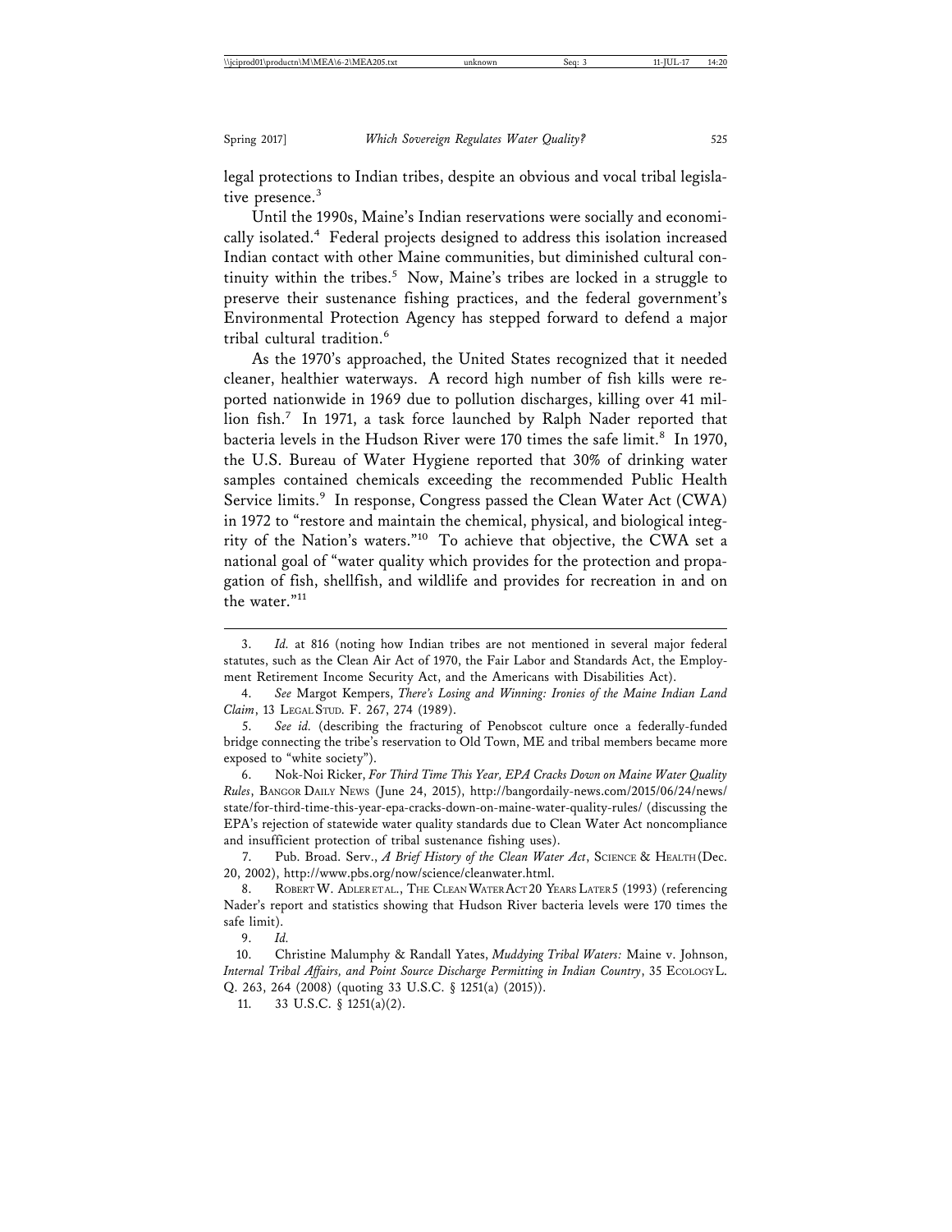legal protections to Indian tribes, despite an obvious and vocal tribal legislative presence.[3]

Until the 1990s, Maine's Indian reservations were socially and economically isolated.[4] Federal projects designed to address this isolation increased Indian contact with other Maine communities, but diminished cultural continuity within the tribes.[5] Now, Maine's tribes are locked in a struggle to preserve their sustenance fishing practices, and the federal government's Environmental Protection Agency has stepped forward to defend a major tribal cultural tradition.[6]

As the 1970's approached, the United States recognized that it needed cleaner, healthier waterways. A record high number of fish kills were reported nationwide in 1969 due to pollution discharges, killing over 41 million fish.[7] In 1971, a task force launched by Ralph Nader reported that bacteria levels in the Hudson River were 170 times the safe limit.[8] In 1970, the U.S. Bureau of Water Hygiene reported that 30% of drinking water samples contained chemicals exceeding the recommended Public Health Service limits.[9] In response, Congress passed the Clean Water Act (CWA) in 1972 to "restore and maintain the chemical, physical, and biological integrity of the Nation's waters."[10] To achieve that objective, the CWA set a national goal of "water quality which provides for the protection and propagation of fish, shellfish, and wildlife and provides for recreation in and on the water."[11]

---

3. *Id.* at 816 (noting how Indian tribes are not mentioned in several major federal statutes, such as the Clean Air Act of 1970, the Fair Labor and Standards Act, the Employment Retirement Income Security Act, and the Americans with Disabilities Act).

4. *See* Margot Kempers, *There's Losing and Winning: Ironies of the Maine Indian Land Claim*, 13 LEGAL STUD. F. 267, 274 (1989).

5. *See id.* (describing the fracturing of Penobscot culture once a federally-funded bridge connecting the tribe's reservation to Old Town, ME and tribal members became more exposed to "white society").

6. Nok-Noi Ricker, *For Third Time This Year, EPA Cracks Down on Maine Water Quality Rules*, BANGOR DAILY NEWS (June 24, 2015), http://bangordaily-news.com/2015/06/24/news/state/for-third-time-this-year-epa-cracks-down-on-maine-water-quality-rules/ (discussing the EPA's rejection of statewide water quality standards due to Clean Water Act noncompliance and insufficient protection of tribal sustenance fishing uses).

7. Pub. Broad. Serv., *A Brief History of the Clean Water Act*, SCIENCE & HEALTH (Dec. 20, 2002), http://www.pbs.org/now/science/cleanwater.html.

8. ROBERT W. ADLER ET AL., THE CLEAN WATER ACT 20 YEARS LATER 5 (1993) (referencing Nader's report and statistics showing that Hudson River bacteria levels were 170 times the safe limit).

9. *Id.*

10. Christine Malumphy & Randall Yates, *Muddying Tribal Waters:* Maine v. Johnson, *Internal Tribal Affairs, and Point Source Discharge Permitting in Indian Country*, 35 ECOLOGY L. Q. 263, 264 (2008) (quoting 33 U.S.C. § 1251(a) (2015)).

11. 33 U.S.C. § 1251(a)(2).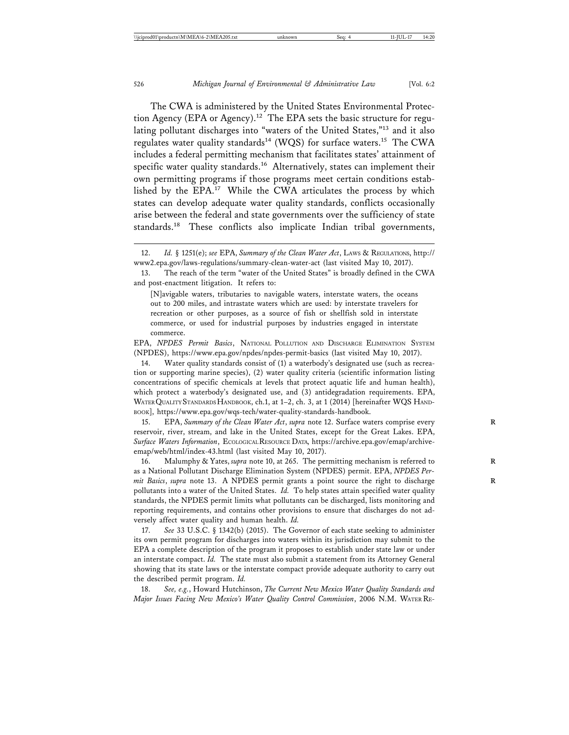The CWA is administered by the United States Environmental Protection Agency (EPA or Agency).[12] The EPA sets the basic structure for regulating pollutant discharges into "waters of the United States,"[13] and it also regulates water quality standards[14] (WQS) for surface waters.[15] The CWA includes a federal permitting mechanism that facilitates states' attainment of specific water quality standards.[16] Alternatively, states can implement their own permitting programs if those programs meet certain conditions established by the EPA.[17] While the CWA articulates the process by which states can develop adequate water quality standards, conflicts occasionally arise between the federal and state governments over the sufficiency of state standards.[18] These conflicts also implicate Indian tribal governments,

---

12. *Id.* § 1251(e); *see* EPA, *Summary of the Clean Water Act*, LAWS & REGULATIONS, http://www2.epa.gov/laws-regulations/summary-clean-water-act (last visited May 10, 2017).

13. The reach of the term "water of the United States" is broadly defined in the CWA and post-enactment litigation. It refers to:

> [N]avigable waters, tributaries to navigable waters, interstate waters, the oceans out to 200 miles, and intrastate waters which are used: by interstate travelers for recreation or other purposes, as a source of fish or shellfish sold in interstate commerce, or used for industrial purposes by industries engaged in interstate commerce.

EPA, *NPDES Permit Basics*, NATIONAL POLLUTION AND DISCHARGE ELIMINATION SYSTEM (NPDES), https://www.epa.gov/npdes/npdes-permit-basics (last visited May 10, 2017).

14. Water quality standards consist of (1) a waterbody's designated use (such as recreation or supporting marine species), (2) water quality criteria (scientific information listing concentrations of specific chemicals at levels that protect aquatic life and human health), which protect a waterbody's designated use, and (3) antidegradation requirements. EPA, WATER QUALITY STANDARDS HANDBOOK, ch.1, at 1–2, ch. 3, at 1 (2014) [hereinafter WQS HANDBOOK], https://www.epa.gov/wqs-tech/water-quality-standards-handbook.

15. EPA, *Summary of the Clean Water Act*, *supra* note 12. Surface waters comprise every reservoir, river, stream, and lake in the United States, except for the Great Lakes. EPA, *Surface Waters Information*, ECOLOGICAL RESOURCE DATA, https://archive.epa.gov/emap/archive-emap/web/html/index-43.html (last visited May 10, 2017).

16. Malumphy & Yates, *supra* note 10, at 265. The permitting mechanism is referred to as a National Pollutant Discharge Elimination System (NPDES) permit. EPA, *NPDES Permit Basics*, *supra* note 13. A NPDES permit grants a point source the right to discharge pollutants into a water of the United States. *Id.* To help states attain specified water quality standards, the NPDES permit limits what pollutants can be discharged, lists monitoring and reporting requirements, and contains other provisions to ensure that discharges do not adversely affect water quality and human health. *Id.*

17. *See* 33 U.S.C. § 1342(b) (2015). The Governor of each state seeking to administer its own permit program for discharges into waters within its jurisdiction may submit to the EPA a complete description of the program it proposes to establish under state law or under an interstate compact. *Id.* The state must also submit a statement from its Attorney General showing that its state laws or the interstate compact provide adequate authority to carry out the described permit program. *Id.*

18. *See, e.g.*, Howard Hutchinson, *The Current New Mexico Water Quality Standards and Major Issues Facing New Mexico's Water Quality Control Commission*, 2006 N.M. WATER RE-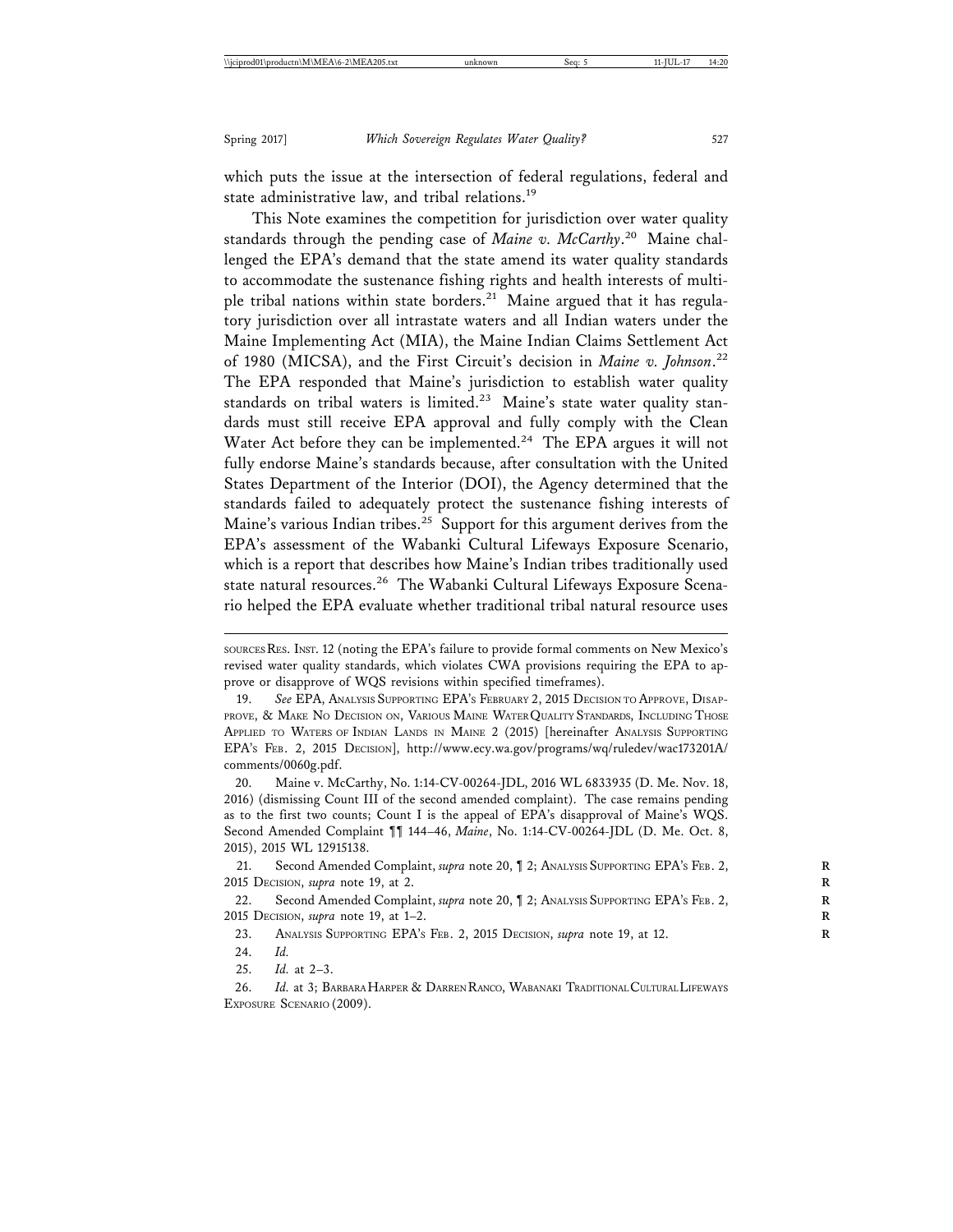which puts the issue at the intersection of federal regulations, federal and state administrative law, and tribal relations.[19]

This Note examines the competition for jurisdiction over water quality standards through the pending case of *Maine v. McCarthy*.[20] Maine challenged the EPA's demand that the state amend its water quality standards to accommodate the sustenance fishing rights and health interests of multiple tribal nations within state borders.[21] Maine argued that it has regulatory jurisdiction over all intrastate waters and all Indian waters under the Maine Implementing Act (MIA), the Maine Indian Claims Settlement Act of 1980 (MICSA), and the First Circuit's decision in *Maine v. Johnson*.[22] The EPA responded that Maine's jurisdiction to establish water quality standards on tribal waters is limited.[23] Maine's state water quality standards must still receive EPA approval and fully comply with the Clean Water Act before they can be implemented.[24] The EPA argues it will not fully endorse Maine's standards because, after consultation with the United States Department of the Interior (DOI), the Agency determined that the standards failed to adequately protect the sustenance fishing interests of Maine's various Indian tribes.[25] Support for this argument derives from the EPA's assessment of the Wabanki Cultural Lifeways Exposure Scenario, which is a report that describes how Maine's Indian tribes traditionally used state natural resources.[26] The Wabanki Cultural Lifeways Exposure Scenario helped the EPA evaluate whether traditional tribal natural resource uses

---

SOURCES RES. INST. 12 (noting the EPA's failure to provide formal comments on New Mexico's revised water quality standards, which violates CWA provisions requiring the EPA to approve or disapprove of WQS revisions within specified timeframes).

19. *See* EPA, ANALYSIS SUPPORTING EPA'S FEBRUARY 2, 2015 DECISION TO APPROVE, DISAPPROVE, & MAKE NO DECISION ON, VARIOUS MAINE WATER QUALITY STANDARDS, INCLUDING THOSE APPLIED TO WATERS OF INDIAN LANDS IN MAINE 2 (2015) [hereinafter ANALYSIS SUPPORTING EPA'S FEB. 2, 2015 DECISION], http://www.ecy.wa.gov/programs/wq/ruledev/wac173201A/comments/0060g.pdf.

20. Maine v. McCarthy, No. 1:14-CV-00264-JDL, 2016 WL 6833935 (D. Me. Nov. 18, 2016) (dismissing Count III of the second amended complaint). The case remains pending as to the first two counts; Count I is the appeal of EPA's disapproval of Maine's WQS. Second Amended Complaint ¶¶ 144–46, *Maine*, No. 1:14-CV-00264-JDL (D. Me. Oct. 8, 2015), 2015 WL 12915138.

21. Second Amended Complaint, *supra* note 20, ¶ 2; ANALYSIS SUPPORTING EPA'S FEB. 2, 2015 DECISION, *supra* note 19, at 2.

22. Second Amended Complaint, *supra* note 20, ¶ 2; ANALYSIS SUPPORTING EPA'S FEB. 2, 2015 DECISION, *supra* note 19, at 1–2.

23. ANALYSIS SUPPORTING EPA'S FEB. 2, 2015 DECISION, *supra* note 19, at 12.

24. *Id.*

25. *Id.* at 2–3.

26. *Id.* at 3; BARBARA HARPER & DARREN RANCO, WABANAKI TRADITIONAL CULTURAL LIFEWAYS EXPOSURE SCENARIO (2009).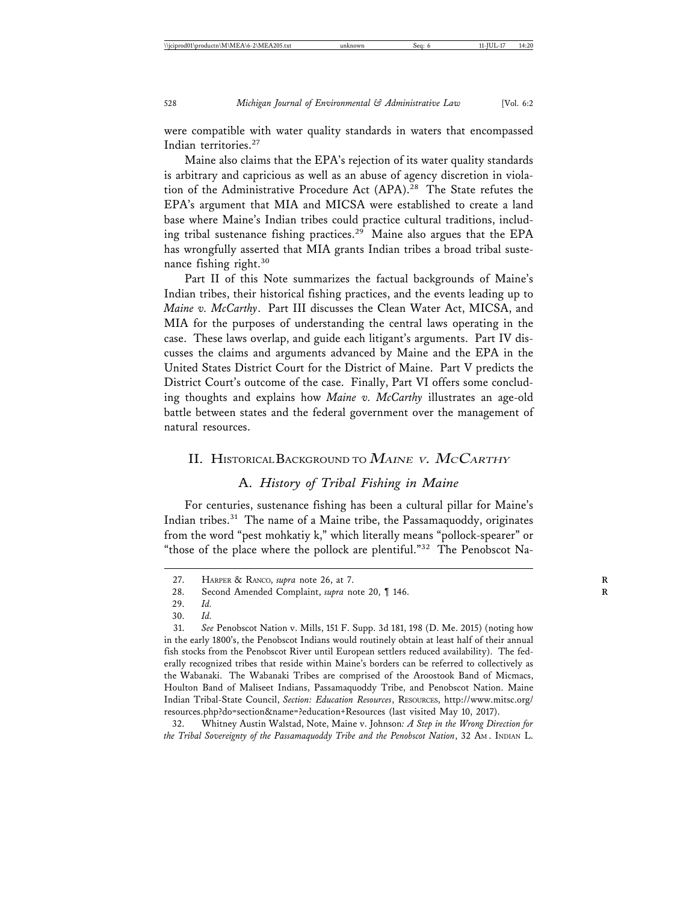were compatible with water quality standards in waters that encompassed Indian territories.[27]

Maine also claims that the EPA's rejection of its water quality standards is arbitrary and capricious as well as an abuse of agency discretion in violation of the Administrative Procedure Act (APA).[28] The State refutes the EPA's argument that MIA and MICSA were established to create a land base where Maine's Indian tribes could practice cultural traditions, including tribal sustenance fishing practices.[29] Maine also argues that the EPA has wrongfully asserted that MIA grants Indian tribes a broad tribal sustenance fishing right.[30]

Part II of this Note summarizes the factual backgrounds of Maine's Indian tribes, their historical fishing practices, and the events leading up to *Maine v. McCarthy*. Part III discusses the Clean Water Act, MICSA, and MIA for the purposes of understanding the central laws operating in the case. These laws overlap, and guide each litigant's arguments. Part IV discusses the claims and arguments advanced by Maine and the EPA in the United States District Court for the District of Maine. Part V predicts the District Court's outcome of the case. Finally, Part VI offers some concluding thoughts and explains how *Maine v. McCarthy* illustrates an age-old battle between states and the federal government over the management of natural resources.

## II. Historical Background to *Maine v. McCarthy*

### A. *History of Tribal Fishing in Maine*

For centuries, sustenance fishing has been a cultural pillar for Maine's Indian tribes.[31] The name of a Maine tribe, the Passamaquoddy, originates from the word "pest mohkatiy k," which literally means "pollock-spearer" or "those of the place where the pollock are plentiful."[32] The Penobscot Na-

---

27. Harper & Ranco, *supra* note 26, at 7.

28. Second Amended Complaint, *supra* note 20, ¶ 146.

29. *Id.*

30. *Id.*

31. *See* Penobscot Nation v. Mills, 151 F. Supp. 3d 181, 198 (D. Me. 2015) (noting how in the early 1800's, the Penobscot Indians would routinely obtain at least half of their annual fish stocks from the Penobscot River until European settlers reduced availability). The federally recognized tribes that reside within Maine's borders can be referred to collectively as the Wabanaki. The Wabanaki Tribes are comprised of the Aroostook Band of Micmacs, Houlton Band of Maliseet Indians, Passamaquoddy Tribe, and Penobscot Nation. Maine Indian Tribal-State Council, *Section: Education Resources*, Resources, http://www.mitsc.org/resources.php?do=section&name=?education+Resources (last visited May 10, 2017).

32. Whitney Austin Walstad, Note, Maine v. Johnson*: A Step in the Wrong Direction for the Tribal Sovereignty of the Passamaquoddy Tribe and the Penobscot Nation*, 32 Am. Indian L.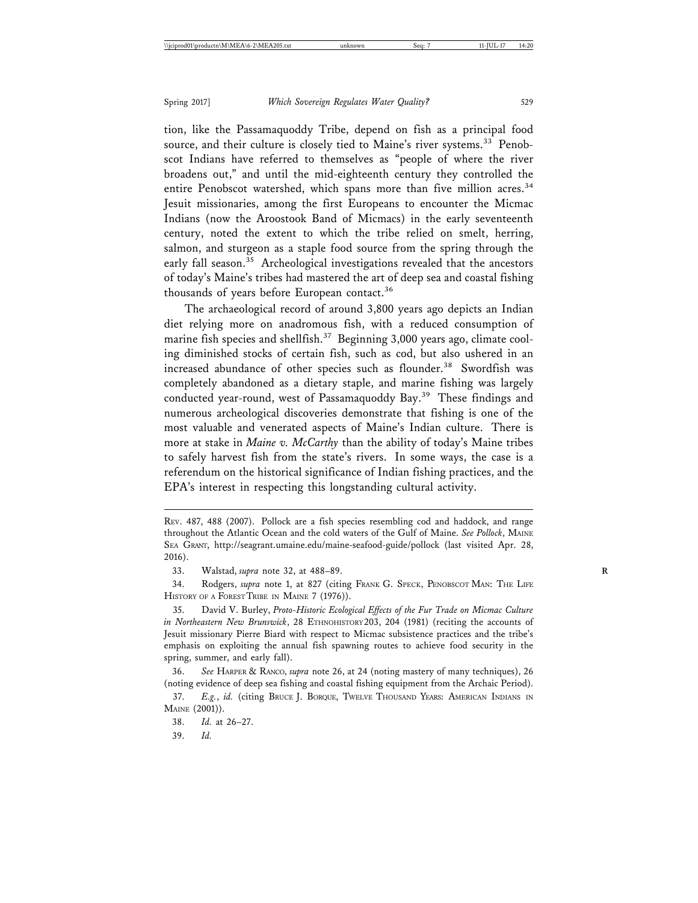tion, like the Passamaquoddy Tribe, depend on fish as a principal food source, and their culture is closely tied to Maine's river systems.[33] Penobscot Indians have referred to themselves as "people of where the river broadens out," and until the mid-eighteenth century they controlled the entire Penobscot watershed, which spans more than five million acres.[34] Jesuit missionaries, among the first Europeans to encounter the Micmac Indians (now the Aroostook Band of Micmacs) in the early seventeenth century, noted the extent to which the tribe relied on smelt, herring, salmon, and sturgeon as a staple food source from the spring through the early fall season.[35] Archeological investigations revealed that the ancestors of today's Maine's tribes had mastered the art of deep sea and coastal fishing thousands of years before European contact.[36]

The archaeological record of around 3,800 years ago depicts an Indian diet relying more on anadromous fish, with a reduced consumption of marine fish species and shellfish.[37] Beginning 3,000 years ago, climate cooling diminished stocks of certain fish, such as cod, but also ushered in an increased abundance of other species such as flounder.[38] Swordfish was completely abandoned as a dietary staple, and marine fishing was largely conducted year-round, west of Passamaquoddy Bay.[39] These findings and numerous archeological discoveries demonstrate that fishing is one of the most valuable and venerated aspects of Maine's Indian culture. There is more at stake in *Maine v. McCarthy* than the ability of today's Maine tribes to safely harvest fish from the state's rivers. In some ways, the case is a referendum on the historical significance of Indian fishing practices, and the EPA's interest in respecting this longstanding cultural activity.

---

REV. 487, 488 (2007). Pollock are a fish species resembling cod and haddock, and range throughout the Atlantic Ocean and the cold waters of the Gulf of Maine. *See Pollock*, MAINE SEA GRANT, http://seagrant.umaine.edu/maine-seafood-guide/pollock (last visited Apr. 28, 2016).

33. Walstad, *supra* note 32, at 488–89.

34. Rodgers, *supra* note 1, at 827 (citing FRANK G. SPECK, PENOBSCOT MAN: THE LIFE HISTORY OF A FOREST TRIBE IN MAINE 7 (1976)).

35. David V. Burley, *Proto-Historic Ecological Effects of the Fur Trade on Micmac Culture in Northeastern New Brunswick*, 28 ETHNOHISTORY 203, 204 (1981) (reciting the accounts of Jesuit missionary Pierre Biard with respect to Micmac subsistence practices and the tribe's emphasis on exploiting the annual fish spawning routes to achieve food security in the spring, summer, and early fall).

36. *See* HARPER & RANCO, *supra* note 26, at 24 (noting mastery of many techniques), 26 (noting evidence of deep sea fishing and coastal fishing equipment from the Archaic Period).

37. *E.g.*, *id.* (citing BRUCE J. BORQUE, TWELVE THOUSAND YEARS: AMERICAN INDIANS IN MAINE (2001)).

38. *Id.* at 26–27.

39. *Id.*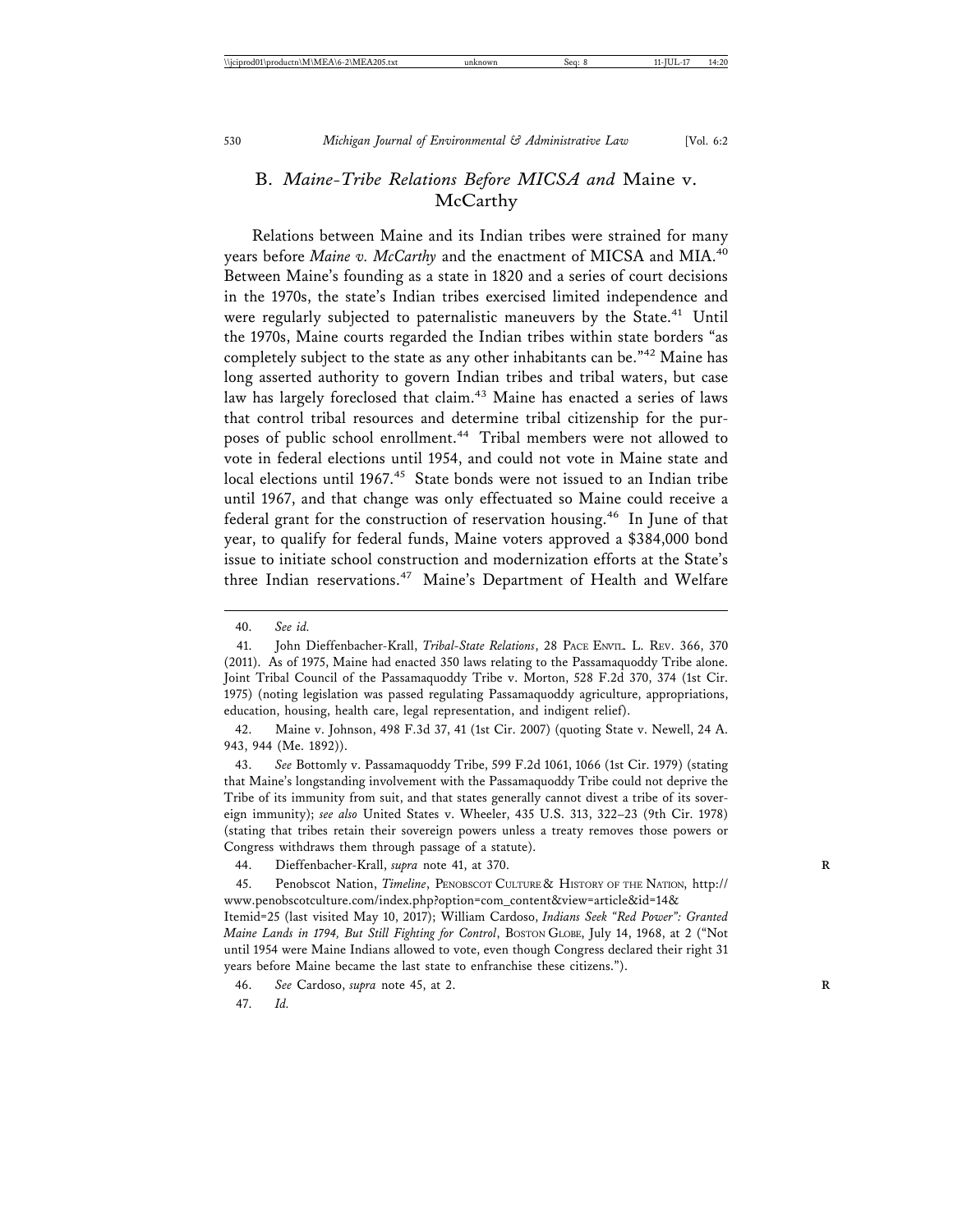### B. *Maine-Tribe Relations Before MICSA and* Maine v. McCarthy

Relations between Maine and its Indian tribes were strained for many years before *Maine v. McCarthy* and the enactment of MICSA and MIA.[40] Between Maine's founding as a state in 1820 and a series of court decisions in the 1970s, the state's Indian tribes exercised limited independence and were regularly subjected to paternalistic maneuvers by the State.[41] Until the 1970s, Maine courts regarded the Indian tribes within state borders "as completely subject to the state as any other inhabitants can be."[42] Maine has long asserted authority to govern Indian tribes and tribal waters, but case law has largely foreclosed that claim.[43] Maine has enacted a series of laws that control tribal resources and determine tribal citizenship for the purposes of public school enrollment.[44] Tribal members were not allowed to vote in federal elections until 1954, and could not vote in Maine state and local elections until 1967.[45] State bonds were not issued to an Indian tribe until 1967, and that change was only effectuated so Maine could receive a federal grant for the construction of reservation housing.[46] In June of that year, to qualify for federal funds, Maine voters approved a $384,000 bond issue to initiate school construction and modernization efforts at the State's three Indian reservations.[47] Maine's Department of Health and Welfare

---

40. *See id.*

41. John Dieffenbacher-Krall, *Tribal-State Relations*, 28 PACE ENVTL. L. REV. 366, 370 (2011). As of 1975, Maine had enacted 350 laws relating to the Passamaquoddy Tribe alone. Joint Tribal Council of the Passamaquoddy Tribe v. Morton, 528 F.2d 370, 374 (1st Cir. 1975) (noting legislation was passed regulating Passamaquoddy agriculture, appropriations, education, housing, health care, legal representation, and indigent relief).

42. Maine v. Johnson, 498 F.3d 37, 41 (1st Cir. 2007) (quoting State v. Newell, 24 A. 943, 944 (Me. 1892)).

43. *See* Bottomly v. Passamaquoddy Tribe, 599 F.2d 1061, 1066 (1st Cir. 1979) (stating that Maine's longstanding involvement with the Passamaquoddy Tribe could not deprive the Tribe of its immunity from suit, and that states generally cannot divest a tribe of its sovereign immunity); *see also* United States v. Wheeler, 435 U.S. 313, 322–23 (9th Cir. 1978) (stating that tribes retain their sovereign powers unless a treaty removes those powers or Congress withdraws them through passage of a statute).

44. Dieffenbacher-Krall, *supra* note 41, at 370.

45. Penobscot Nation, *Timeline*, PENOBSCOT CULTURE & HISTORY OF THE NATION, http://www.penobscotculture.com/index.php?option=com_content&view=article&id=14&Itemid=25 (last visited May 10, 2017); William Cardoso, *Indians Seek "Red Power": Granted Maine Lands in 1794, But Still Fighting for Control*, BOSTON GLOBE, July 14, 1968, at 2 ("Not until 1954 were Maine Indians allowed to vote, even though Congress declared their right 31 years before Maine became the last state to enfranchise these citizens.").

46. *See* Cardoso, *supra* note 45, at 2.

47. *Id.*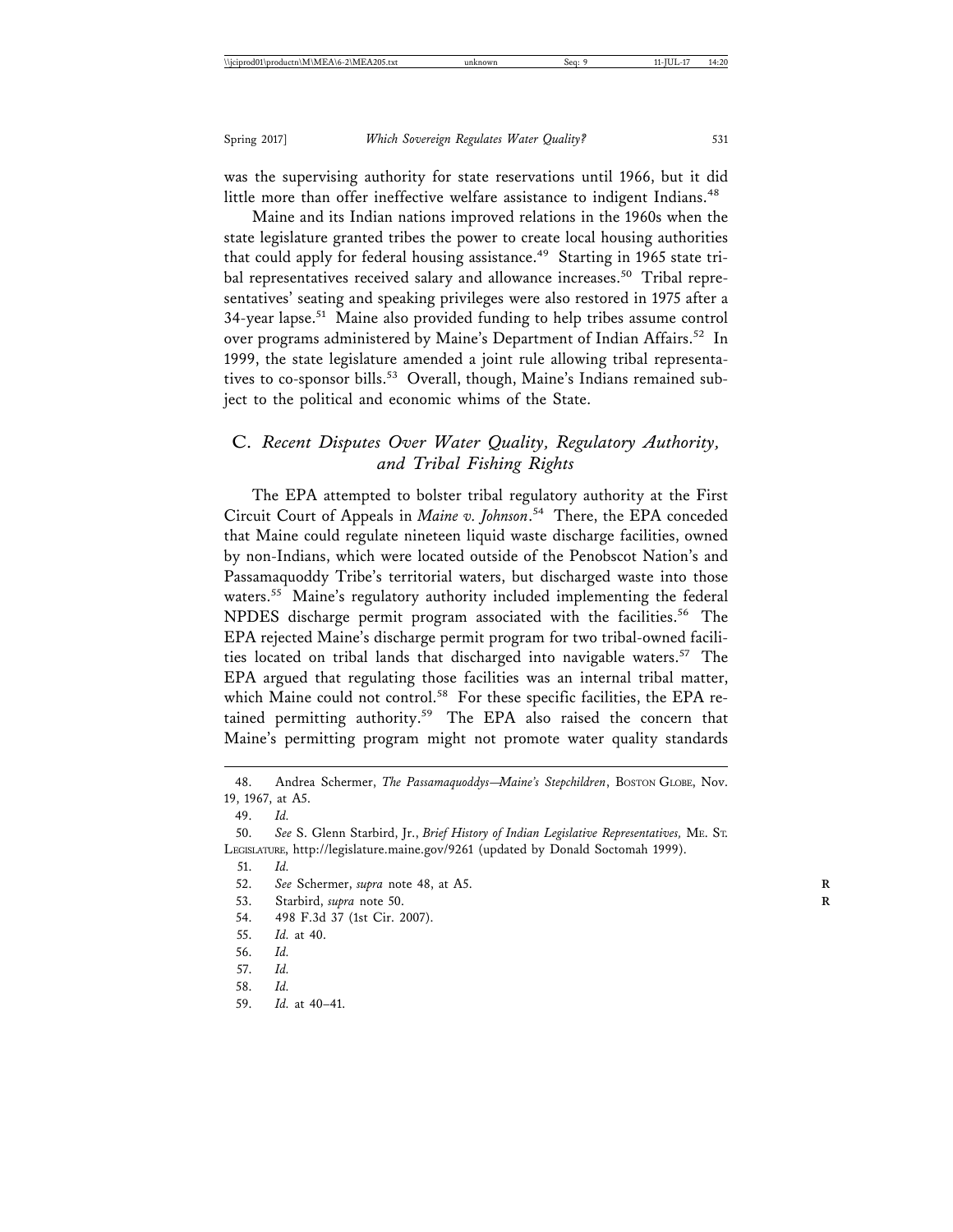was the supervising authority for state reservations until 1966, but it did little more than offer ineffective welfare assistance to indigent Indians.[48]

Maine and its Indian nations improved relations in the 1960s when the state legislature granted tribes the power to create local housing authorities that could apply for federal housing assistance.[49] Starting in 1965 state tribal representatives received salary and allowance increases.[50] Tribal representatives' seating and speaking privileges were also restored in 1975 after a 34-year lapse.[51] Maine also provided funding to help tribes assume control over programs administered by Maine's Department of Indian Affairs.[52] In 1999, the state legislature amended a joint rule allowing tribal representatives to co-sponsor bills.[53] Overall, though, Maine's Indians remained subject to the political and economic whims of the State.

### C. *Recent Disputes Over Water Quality, Regulatory Authority, and Tribal Fishing Rights*

The EPA attempted to bolster tribal regulatory authority at the First Circuit Court of Appeals in *Maine v. Johnson*.[54] There, the EPA conceded that Maine could regulate nineteen liquid waste discharge facilities, owned by non-Indians, which were located outside of the Penobscot Nation's and Passamaquoddy Tribe's territorial waters, but discharged waste into those waters.[55] Maine's regulatory authority included implementing the federal NPDES discharge permit program associated with the facilities.[56] The EPA rejected Maine's discharge permit program for two tribal-owned facilities located on tribal lands that discharged into navigable waters.[57] The EPA argued that regulating those facilities was an internal tribal matter, which Maine could not control.[58] For these specific facilities, the EPA retained permitting authority.[59] The EPA also raised the concern that Maine's permitting program might not promote water quality standards

---

48. Andrea Schermer, *The Passamaquoddys—Maine's Stepchildren*, BOSTON GLOBE, Nov. 19, 1967, at A5.

49. *Id.*

50. *See* S. Glenn Starbird, Jr., *Brief History of Indian Legislative Representatives,* ME. ST. LEGISLATURE, http://legislature.maine.gov/9261 (updated by Donald Soctomah 1999).

51. *Id.*

52. *See* Schermer, *supra* note 48, at A5.

53. Starbird, *supra* note 50.

54. 498 F.3d 37 (1st Cir. 2007).

55. *Id.* at 40.

56. *Id.*

57. *Id.*

58. *Id.*

59. *Id.* at 40–41.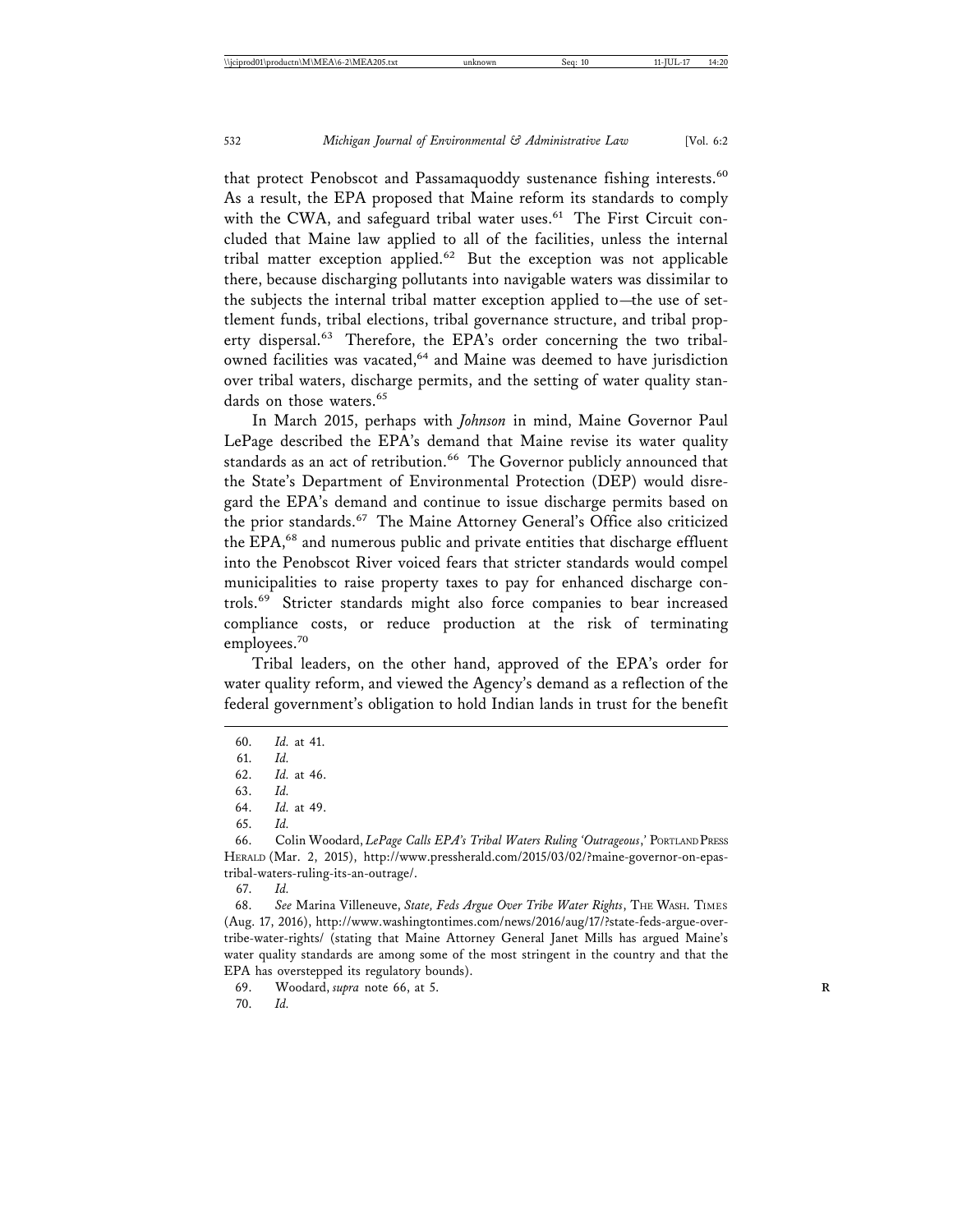that protect Penobscot and Passamaquoddy sustenance fishing interests.[60] As a result, the EPA proposed that Maine reform its standards to comply with the CWA, and safeguard tribal water uses.[61] The First Circuit concluded that Maine law applied to all of the facilities, unless the internal tribal matter exception applied.[62] But the exception was not applicable there, because discharging pollutants into navigable waters was dissimilar to the subjects the internal tribal matter exception applied to—the use of settlement funds, tribal elections, tribal governance structure, and tribal property dispersal.[63] Therefore, the EPA's order concerning the two tribal-owned facilities was vacated,[64] and Maine was deemed to have jurisdiction over tribal waters, discharge permits, and the setting of water quality standards on those waters.[65]

In March 2015, perhaps with *Johnson* in mind, Maine Governor Paul LePage described the EPA's demand that Maine revise its water quality standards as an act of retribution.[66] The Governor publicly announced that the State's Department of Environmental Protection (DEP) would disregard the EPA's demand and continue to issue discharge permits based on the prior standards.[67] The Maine Attorney General's Office also criticized the EPA,[68] and numerous public and private entities that discharge effluent into the Penobscot River voiced fears that stricter standards would compel municipalities to raise property taxes to pay for enhanced discharge controls.[69] Stricter standards might also force companies to bear increased compliance costs, or reduce production at the risk of terminating employees.[70]

Tribal leaders, on the other hand, approved of the EPA's order for water quality reform, and viewed the Agency's demand as a reflection of the federal government's obligation to hold Indian lands in trust for the benefit

---

60. *Id.* at 41.

61. *Id.*

62. *Id.* at 46.

63. *Id.*

64. *Id.* at 49.

65. *Id.*

66. Colin Woodard, *LePage Calls EPA's Tribal Waters Ruling 'Outrageous*,*'* PORTLAND PRESS HERALD (Mar. 2, 2015), http://www.pressherald.com/2015/03/02/?maine-governor-on-epas-tribal-waters-ruling-its-an-outrage/.

67. *Id.*

68. *See* Marina Villeneuve, *State, Feds Argue Over Tribe Water Rights*, THE WASH. TIMES (Aug. 17, 2016), http://www.washingtontimes.com/news/2016/aug/17/?state-feds-argue-over-tribe-water-rights/ (stating that Maine Attorney General Janet Mills has argued Maine's water quality standards are among some of the most stringent in the country and that the EPA has overstepped its regulatory bounds).

69. Woodard, *supra* note 66, at 5.

70. *Id.*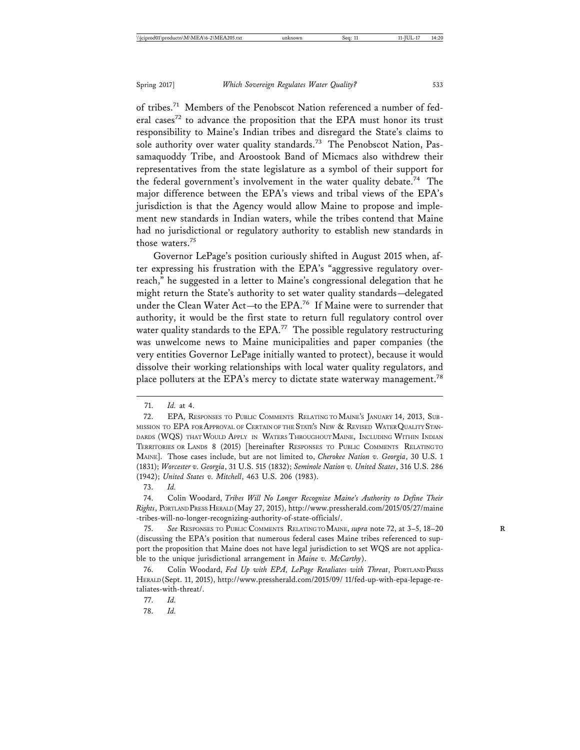of tribes.[71] Members of the Penobscot Nation referenced a number of federal cases[72] to advance the proposition that the EPA must honor its trust responsibility to Maine's Indian tribes and disregard the State's claims to sole authority over water quality standards.[73] The Penobscot Nation, Passamaquoddy Tribe, and Aroostook Band of Micmacs also withdrew their representatives from the state legislature as a symbol of their support for the federal government's involvement in the water quality debate.[74] The major difference between the EPA's views and tribal views of the EPA's jurisdiction is that the Agency would allow Maine to propose and implement new standards in Indian waters, while the tribes contend that Maine had no jurisdictional or regulatory authority to establish new standards in those waters.[75]

Governor LePage's position curiously shifted in August 2015 when, after expressing his frustration with the EPA's "aggressive regulatory overreach," he suggested in a letter to Maine's congressional delegation that he might return the State's authority to set water quality standards—delegated under the Clean Water Act—to the EPA.[76] If Maine were to surrender that authority, it would be the first state to return full regulatory control over water quality standards to the EPA.[77] The possible regulatory restructuring was unwelcome news to Maine municipalities and paper companies (the very entities Governor LePage initially wanted to protect), because it would dissolve their working relationships with local water quality regulators, and place polluters at the EPA's mercy to dictate state waterway management.[78]

---

71. *Id.* at 4.

72. EPA, RESPONSES TO PUBLIC COMMENTS RELATING TO MAINE'S JANUARY 14, 2013, SUBMISSION TO EPA FOR APPROVAL OF CERTAIN OF THE STATE'S NEW & REVISED WATER QUALITY STANDARDS (WQS) THAT WOULD APPLY IN WATERS THROUGHOUT MAINE, INCLUDING WITHIN INDIAN TERRITORIES OR LANDS 8 (2015) [hereinafter RESPONSES TO PUBLIC COMMENTS RELATING TO MAINE]. Those cases include, but are not limited to, *Cherokee Nation v. Georgia*, 30 U.S. 1 (1831); *Worcester v. Georgia*, 31 U.S. 515 (1832); *Seminole Nation v. United States*, 316 U.S. 286 (1942); *United States v. Mitchell*, 463 U.S. 206 (1983).

73. *Id.*

74. Colin Woodard, *Tribes Will No Longer Recognize Maine's Authority to Define Their Rights*, PORTLAND PRESS HERALD (May 27, 2015), http://www.pressherald.com/2015/05/27/maine-tribes-will-no-longer-recognizing-authority-of-state-officials/.

75. *See* RESPONSES TO PUBLIC COMMENTS RELATING TO MAINE, *supra* note 72, at 3–5, 18–20 (discussing the EPA's position that numerous federal cases Maine tribes referenced to support the proposition that Maine does not have legal jurisdiction to set WQS are not applicable to the unique jurisdictional arrangement in *Maine v. McCarthy*).

76. Colin Woodard, *Fed Up with EPA, LePage Retaliates with Threat*, PORTLAND PRESS HERALD (Sept. 11, 2015), http://www.pressherald.com/2015/09/ 11/fed-up-with-epa-lepage-retaliates-with-threat/.

77. *Id.*

78. *Id.*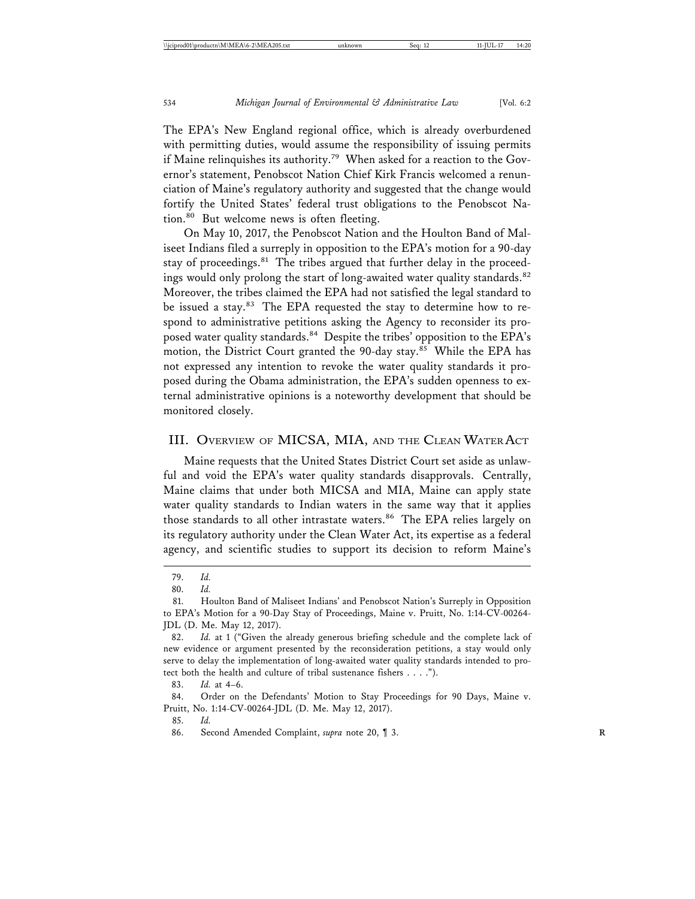The EPA's New England regional office, which is already overburdened with permitting duties, would assume the responsibility of issuing permits if Maine relinquishes its authority.[79] When asked for a reaction to the Governor's statement, Penobscot Nation Chief Kirk Francis welcomed a renunciation of Maine's regulatory authority and suggested that the change would fortify the United States' federal trust obligations to the Penobscot Nation.[80] But welcome news is often fleeting.

On May 10, 2017, the Penobscot Nation and the Houlton Band of Maliseet Indians filed a surreply in opposition to the EPA's motion for a 90-day stay of proceedings.[81] The tribes argued that further delay in the proceedings would only prolong the start of long-awaited water quality standards.[82] Moreover, the tribes claimed the EPA had not satisfied the legal standard to be issued a stay.[83] The EPA requested the stay to determine how to respond to administrative petitions asking the Agency to reconsider its proposed water quality standards.[84] Despite the tribes' opposition to the EPA's motion, the District Court granted the 90-day stay.[85] While the EPA has not expressed any intention to revoke the water quality standards it proposed during the Obama administration, the EPA's sudden openness to external administrative opinions is a noteworthy development that should be monitored closely.

## III. Overview of MICSA, MIA, and the Clean Water Act

Maine requests that the United States District Court set aside as unlawful and void the EPA's water quality standards disapprovals. Centrally, Maine claims that under both MICSA and MIA, Maine can apply state water quality standards to Indian waters in the same way that it applies those standards to all other intrastate waters.[86] The EPA relies largely on its regulatory authority under the Clean Water Act, its expertise as a federal agency, and scientific studies to support its decision to reform Maine's

---

79. *Id.*

80. *Id.*

81. Houlton Band of Maliseet Indians' and Penobscot Nation's Surreply in Opposition to EPA's Motion for a 90-Day Stay of Proceedings, Maine v. Pruitt, No. 1:14-CV-00264-JDL (D. Me. May 12, 2017).

82. *Id.* at 1 ("Given the already generous briefing schedule and the complete lack of new evidence or argument presented by the reconsideration petitions, a stay would only serve to delay the implementation of long-awaited water quality standards intended to protect both the health and culture of tribal sustenance fishers . . . .").

83. *Id.* at 4–6.

84. Order on the Defendants' Motion to Stay Proceedings for 90 Days, Maine v. Pruitt, No. 1:14-CV-00264-JDL (D. Me. May 12, 2017).

85. *Id.*

86. Second Amended Complaint, *supra* note 20, ¶ 3.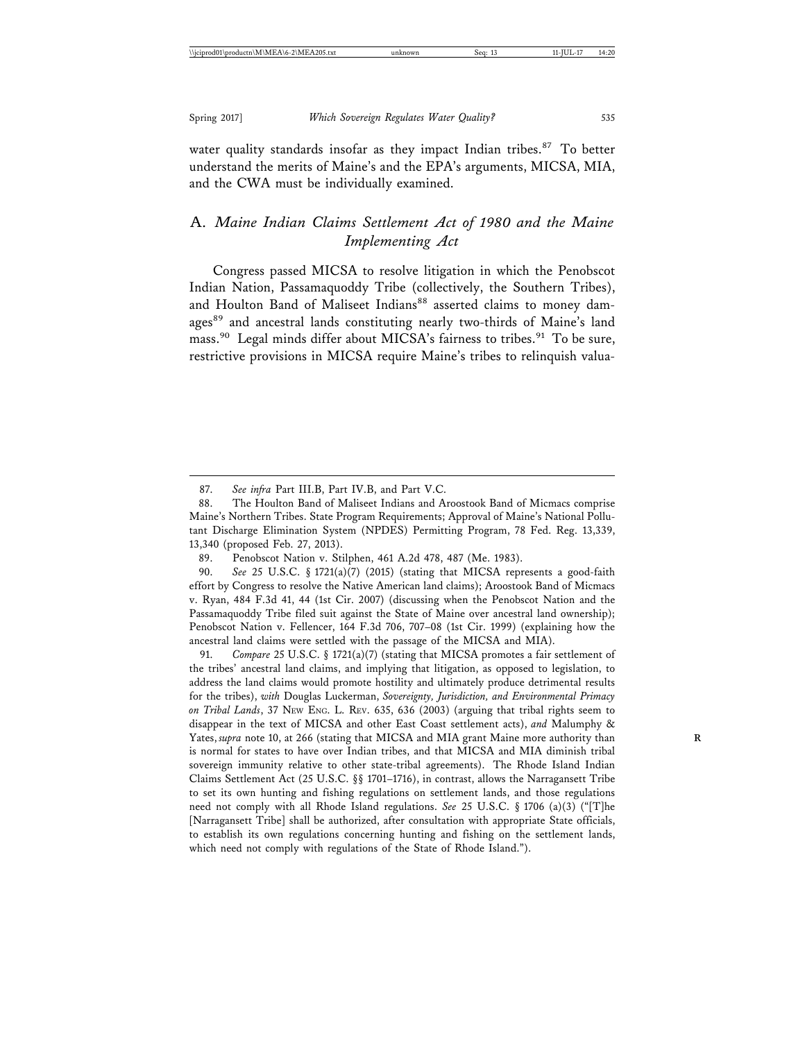water quality standards insofar as they impact Indian tribes.[87] To better understand the merits of Maine's and the EPA's arguments, MICSA, MIA, and the CWA must be individually examined.

## A. *Maine Indian Claims Settlement Act of 1980 and the Maine Implementing Act*

Congress passed MICSA to resolve litigation in which the Penobscot Indian Nation, Passamaquoddy Tribe (collectively, the Southern Tribes), and Houlton Band of Maliseet Indians[88] asserted claims to money damages[89] and ancestral lands constituting nearly two-thirds of Maine's land mass.[90] Legal minds differ about MICSA's fairness to tribes.[91] To be sure, restrictive provisions in MICSA require Maine's tribes to relinquish valua-

---

87. *See infra* Part III.B, Part IV.B, and Part V.C.

88. The Houlton Band of Maliseet Indians and Aroostook Band of Micmacs comprise Maine's Northern Tribes. State Program Requirements; Approval of Maine's National Pollutant Discharge Elimination System (NPDES) Permitting Program, 78 Fed. Reg. 13,339, 13,340 (proposed Feb. 27, 2013).

89. Penobscot Nation v. Stilphen, 461 A.2d 478, 487 (Me. 1983).

90. *See* 25 U.S.C. § 1721(a)(7) (2015) (stating that MICSA represents a good-faith effort by Congress to resolve the Native American land claims); Aroostook Band of Micmacs v. Ryan, 484 F.3d 41, 44 (1st Cir. 2007) (discussing when the Penobscot Nation and the Passamaquoddy Tribe filed suit against the State of Maine over ancestral land ownership); Penobscot Nation v. Fellencer, 164 F.3d 706, 707–08 (1st Cir. 1999) (explaining how the ancestral land claims were settled with the passage of the MICSA and MIA).

91. *Compare* 25 U.S.C. § 1721(a)(7) (stating that MICSA promotes a fair settlement of the tribes' ancestral land claims, and implying that litigation, as opposed to legislation, to address the land claims would promote hostility and ultimately produce detrimental results for the tribes), *with* Douglas Luckerman, *Sovereignty, Jurisdiction, and Environmental Primacy on Tribal Lands*, 37 New Eng. L. Rev. 635, 636 (2003) (arguing that tribal rights seem to disappear in the text of MICSA and other East Coast settlement acts), *and* Malumphy & Yates, *supra* note 10, at 266 (stating that MICSA and MIA grant Maine more authority than is normal for states to have over Indian tribes, and that MICSA and MIA diminish tribal sovereign immunity relative to other state-tribal agreements). The Rhode Island Indian Claims Settlement Act (25 U.S.C. §§ 1701–1716), in contrast, allows the Narragansett Tribe to set its own hunting and fishing regulations on settlement lands, and those regulations need not comply with all Rhode Island regulations. *See* 25 U.S.C. § 1706 (a)(3) ("[T]he [Narragansett Tribe] shall be authorized, after consultation with appropriate State officials, to establish its own regulations concerning hunting and fishing on the settlement lands, which need not comply with regulations of the State of Rhode Island.").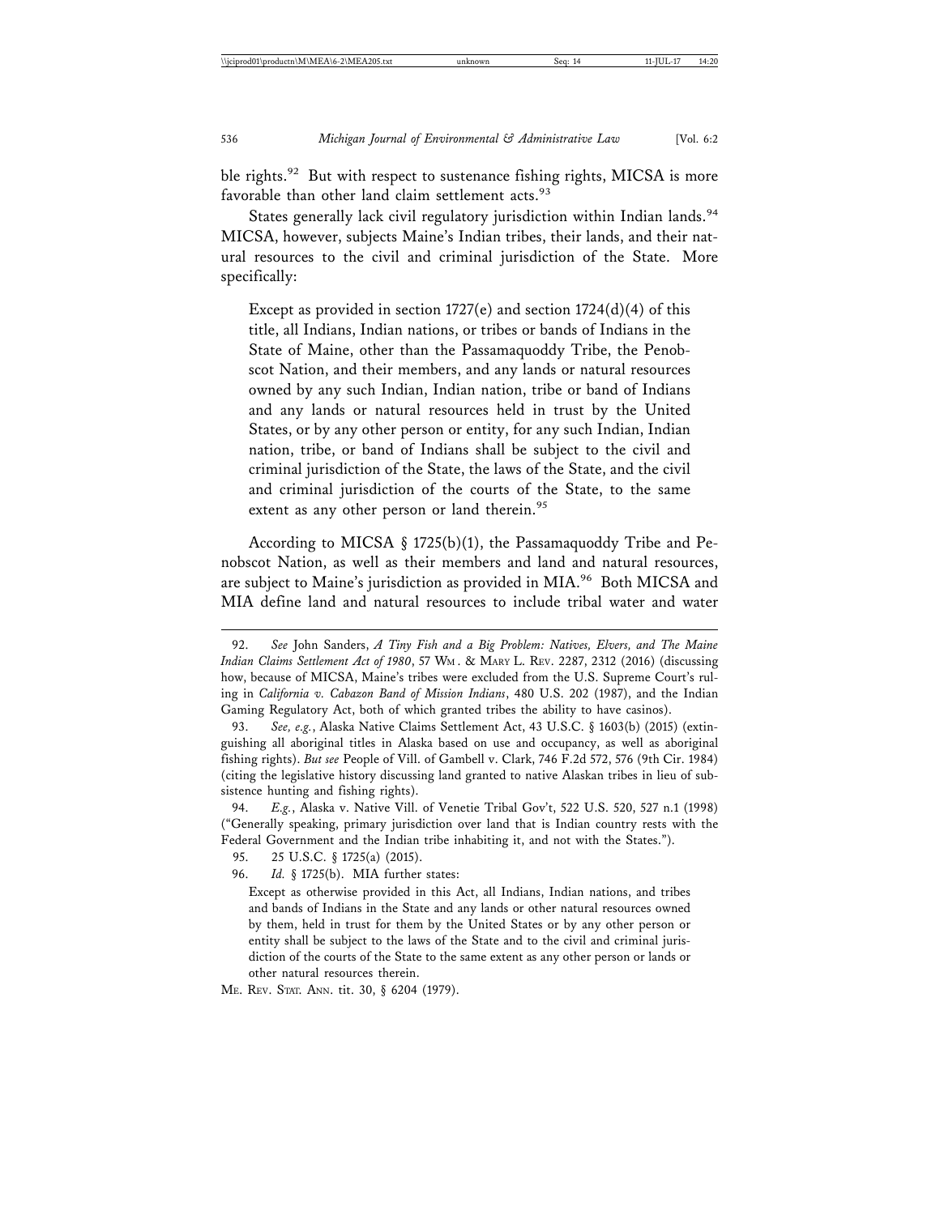ble rights.[92] But with respect to sustenance fishing rights, MICSA is more favorable than other land claim settlement acts.[93]

States generally lack civil regulatory jurisdiction within Indian lands.[94] MICSA, however, subjects Maine's Indian tribes, their lands, and their natural resources to the civil and criminal jurisdiction of the State. More specifically:

> Except as provided in section 1727(e) and section 1724(d)(4) of this title, all Indians, Indian nations, or tribes or bands of Indians in the State of Maine, other than the Passamaquoddy Tribe, the Penobscot Nation, and their members, and any lands or natural resources owned by any such Indian, Indian nation, tribe or band of Indians and any lands or natural resources held in trust by the United States, or by any other person or entity, for any such Indian, Indian nation, tribe, or band of Indians shall be subject to the civil and criminal jurisdiction of the State, the laws of the State, and the civil and criminal jurisdiction of the courts of the State, to the same extent as any other person or land therein.[95]

According to MICSA § 1725(b)(1), the Passamaquoddy Tribe and Penobscot Nation, as well as their members and land and natural resources, are subject to Maine's jurisdiction as provided in MIA.[96] Both MICSA and MIA define land and natural resources to include tribal water and water

---

92. *See* John Sanders, *A Tiny Fish and a Big Problem: Natives, Elvers, and The Maine Indian Claims Settlement Act of 1980*, 57 Wm. & Mary L. Rev. 2287, 2312 (2016) (discussing how, because of MICSA, Maine's tribes were excluded from the U.S. Supreme Court's ruling in *California v. Cabazon Band of Mission Indians*, 480 U.S. 202 (1987), and the Indian Gaming Regulatory Act, both of which granted tribes the ability to have casinos).

93. *See, e.g.*, Alaska Native Claims Settlement Act, 43 U.S.C. § 1603(b) (2015) (extinguishing all aboriginal titles in Alaska based on use and occupancy, as well as aboriginal fishing rights). *But see* People of Vill. of Gambell v. Clark, 746 F.2d 572, 576 (9th Cir. 1984) (citing the legislative history discussing land granted to native Alaskan tribes in lieu of subsistence hunting and fishing rights).

94. *E.g.*, Alaska v. Native Vill. of Venetie Tribal Gov't, 522 U.S. 520, 527 n.1 (1998) ("Generally speaking, primary jurisdiction over land that is Indian country rests with the Federal Government and the Indian tribe inhabiting it, and not with the States.").

95. 25 U.S.C. § 1725(a) (2015).

96. *Id.* § 1725(b). MIA further states:

> Except as otherwise provided in this Act, all Indians, Indian nations, and tribes and bands of Indians in the State and any lands or other natural resources owned by them, held in trust for them by the United States or by any other person or entity shall be subject to the laws of the State and to the civil and criminal jurisdiction of the courts of the State to the same extent as any other person or lands or other natural resources therein.

Me. Rev. Stat. Ann. tit. 30, § 6204 (1979).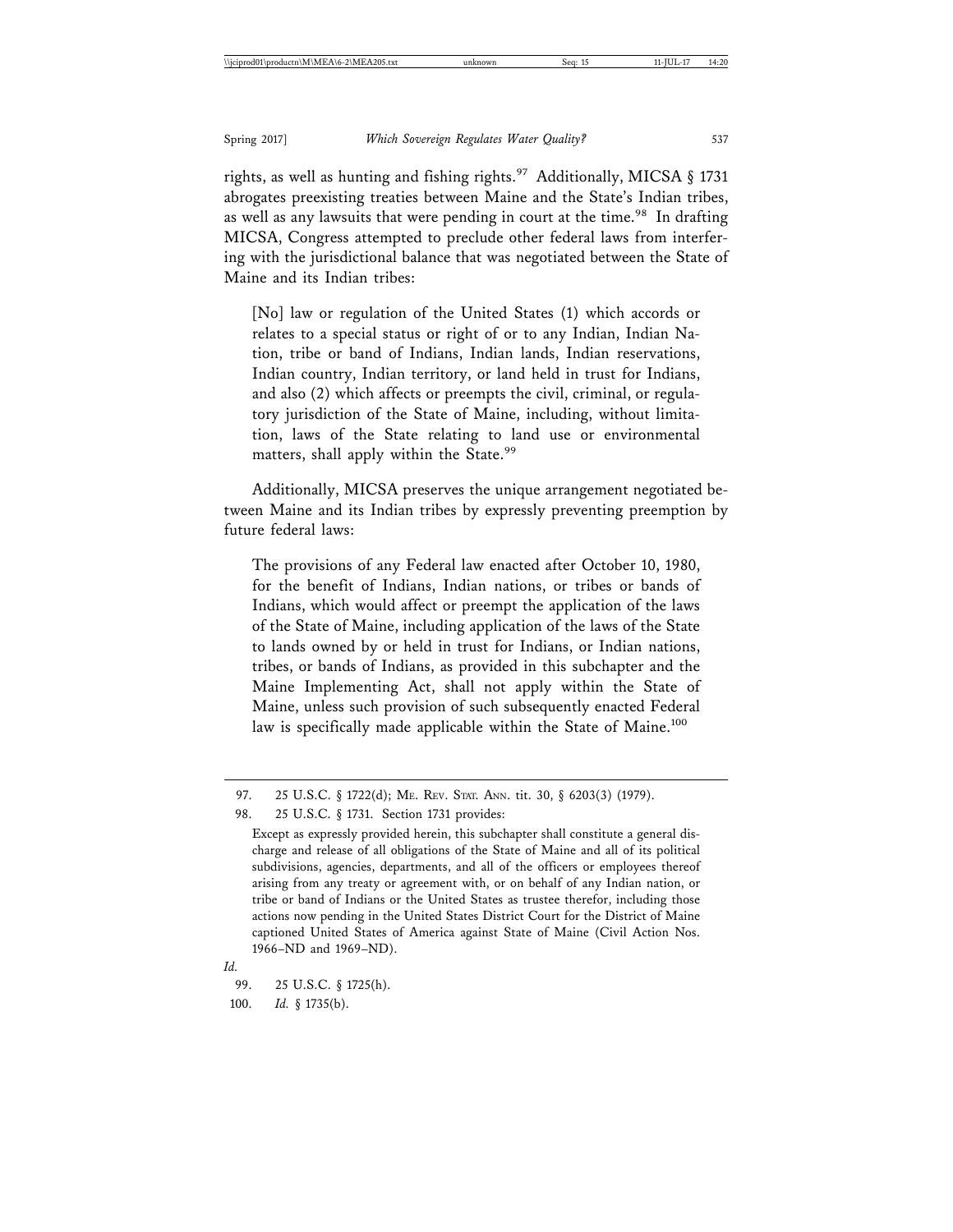rights, as well as hunting and fishing rights.[97] Additionally, MICSA § 1731 abrogates preexisting treaties between Maine and the State's Indian tribes, as well as any lawsuits that were pending in court at the time.[98] In drafting MICSA, Congress attempted to preclude other federal laws from interfering with the jurisdictional balance that was negotiated between the State of Maine and its Indian tribes:

> [No] law or regulation of the United States (1) which accords or relates to a special status or right of or to any Indian, Indian Nation, tribe or band of Indians, Indian lands, Indian reservations, Indian country, Indian territory, or land held in trust for Indians, and also (2) which affects or preempts the civil, criminal, or regulatory jurisdiction of the State of Maine, including, without limitation, laws of the State relating to land use or environmental matters, shall apply within the State.[99]

Additionally, MICSA preserves the unique arrangement negotiated between Maine and its Indian tribes by expressly preventing preemption by future federal laws:

> The provisions of any Federal law enacted after October 10, 1980, for the benefit of Indians, Indian nations, or tribes or bands of Indians, which would affect or preempt the application of the laws of the State of Maine, including application of the laws of the State to lands owned by or held in trust for Indians, or Indian nations, tribes, or bands of Indians, as provided in this subchapter and the Maine Implementing Act, shall not apply within the State of Maine, unless such provision of such subsequently enacted Federal law is specifically made applicable within the State of Maine.[100]

---

97. 25 U.S.C. § 1722(d); ME. REV. STAT. ANN. tit. 30, § 6203(3) (1979).

98. 25 U.S.C. § 1731. Section 1731 provides:

> Except as expressly provided herein, this subchapter shall constitute a general discharge and release of all obligations of the State of Maine and all of its political subdivisions, agencies, departments, and all of the officers or employees thereof arising from any treaty or agreement with, or on behalf of any Indian nation, or tribe or band of Indians or the United States as trustee therefor, including those actions now pending in the United States District Court for the District of Maine captioned United States of America against State of Maine (Civil Action Nos. 1966–ND and 1969–ND).

*Id.*

99. 25 U.S.C. § 1725(h).

100. *Id.* § 1735(b).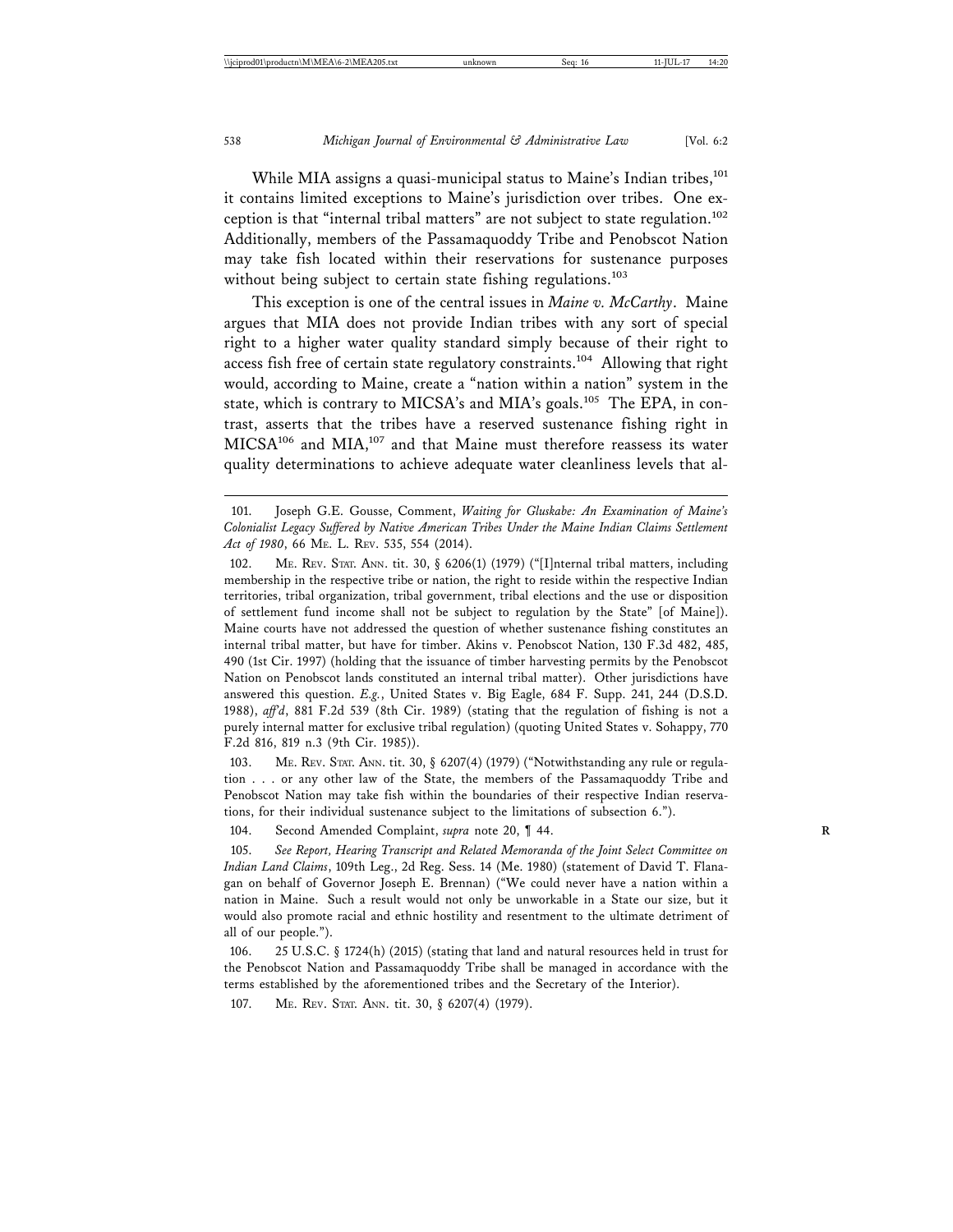While MIA assigns a quasi-municipal status to Maine's Indian tribes,[101] it contains limited exceptions to Maine's jurisdiction over tribes. One exception is that "internal tribal matters" are not subject to state regulation.[102] Additionally, members of the Passamaquoddy Tribe and Penobscot Nation may take fish located within their reservations for sustenance purposes without being subject to certain state fishing regulations.[103]

This exception is one of the central issues in *Maine v. McCarthy*. Maine argues that MIA does not provide Indian tribes with any sort of special right to a higher water quality standard simply because of their right to access fish free of certain state regulatory constraints.[104] Allowing that right would, according to Maine, create a "nation within a nation" system in the state, which is contrary to MICSA's and MIA's goals.[105] The EPA, in contrast, asserts that the tribes have a reserved sustenance fishing right in MICSA[106] and MIA,[107] and that Maine must therefore reassess its water quality determinations to achieve adequate water cleanliness levels that al-

---

101. Joseph G.E. Gousse, Comment, *Waiting for Gluskabe: An Examination of Maine's Colonialist Legacy Suffered by Native American Tribes Under the Maine Indian Claims Settlement Act of 1980*, 66 ME. L. REV. 535, 554 (2014).

102. ME. REV. STAT. ANN. tit. 30, § 6206(1) (1979) ("[I]nternal tribal matters, including membership in the respective tribe or nation, the right to reside within the respective Indian territories, tribal organization, tribal government, tribal elections and the use or disposition of settlement fund income shall not be subject to regulation by the State" [of Maine]). Maine courts have not addressed the question of whether sustenance fishing constitutes an internal tribal matter, but have for timber. Akins v. Penobscot Nation, 130 F.3d 482, 485, 490 (1st Cir. 1997) (holding that the issuance of timber harvesting permits by the Penobscot Nation on Penobscot lands constituted an internal tribal matter). Other jurisdictions have answered this question. *E.g.*, United States v. Big Eagle, 684 F. Supp. 241, 244 (D.S.D. 1988), *aff'd*, 881 F.2d 539 (8th Cir. 1989) (stating that the regulation of fishing is not a purely internal matter for exclusive tribal regulation) (quoting United States v. Sohappy, 770 F.2d 816, 819 n.3 (9th Cir. 1985)).

103. ME. REV. STAT. ANN. tit. 30, § 6207(4) (1979) ("Notwithstanding any rule or regulation . . . or any other law of the State, the members of the Passamaquoddy Tribe and Penobscot Nation may take fish within the boundaries of their respective Indian reservations, for their individual sustenance subject to the limitations of subsection 6.").

104. Second Amended Complaint, *supra* note 20, ¶ 44.

105. *See Report, Hearing Transcript and Related Memoranda of the Joint Select Committee on Indian Land Claims*, 109th Leg., 2d Reg. Sess. 14 (Me. 1980) (statement of David T. Flanagan on behalf of Governor Joseph E. Brennan) ("We could never have a nation within a nation in Maine. Such a result would not only be unworkable in a State our size, but it would also promote racial and ethnic hostility and resentment to the ultimate detriment of all of our people.").

106. 25 U.S.C. § 1724(h) (2015) (stating that land and natural resources held in trust for the Penobscot Nation and Passamaquoddy Tribe shall be managed in accordance with the terms established by the aforementioned tribes and the Secretary of the Interior).

107. ME. REV. STAT. ANN. tit. 30, § 6207(4) (1979).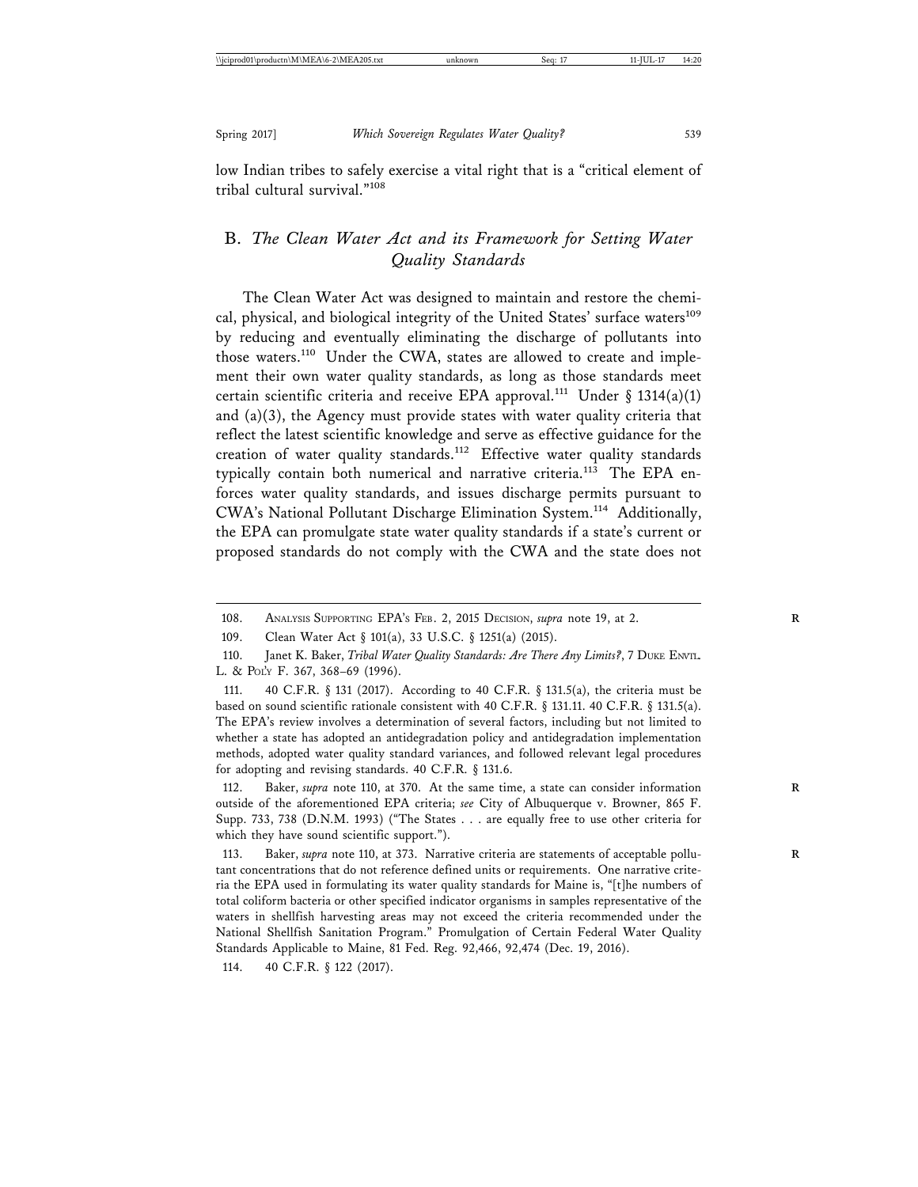low Indian tribes to safely exercise a vital right that is a "critical element of tribal cultural survival."[108]

## B. *The Clean Water Act and its Framework for Setting Water Quality Standards*

The Clean Water Act was designed to maintain and restore the chemical, physical, and biological integrity of the United States' surface waters[109] by reducing and eventually eliminating the discharge of pollutants into those waters.[110] Under the CWA, states are allowed to create and implement their own water quality standards, as long as those standards meet certain scientific criteria and receive EPA approval.[111] Under § 1314(a)(1) and (a)(3), the Agency must provide states with water quality criteria that reflect the latest scientific knowledge and serve as effective guidance for the creation of water quality standards.[112] Effective water quality standards typically contain both numerical and narrative criteria.[113] The EPA enforces water quality standards, and issues discharge permits pursuant to CWA's National Pollutant Discharge Elimination System.[114] Additionally, the EPA can promulgate state water quality standards if a state's current or proposed standards do not comply with the CWA and the state does not

---

108. Analysis Supporting EPA's Feb. 2, 2015 Decision, *supra* note 19, at 2.

109. Clean Water Act § 101(a), 33 U.S.C. § 1251(a) (2015).

110. Janet K. Baker, *Tribal Water Quality Standards: Are There Any Limits?*, 7 Duke Envtl. L. & Pol'y F. 367, 368–69 (1996).

111. 40 C.F.R. § 131 (2017). According to 40 C.F.R. § 131.5(a), the criteria must be based on sound scientific rationale consistent with 40 C.F.R. § 131.11. 40 C.F.R. § 131.5(a). The EPA's review involves a determination of several factors, including but not limited to whether a state has adopted an antidegradation policy and antidegradation implementation methods, adopted water quality standard variances, and followed relevant legal procedures for adopting and revising standards. 40 C.F.R. § 131.6.

112. Baker, *supra* note 110, at 370. At the same time, a state can consider information outside of the aforementioned EPA criteria; *see* City of Albuquerque v. Browner, 865 F. Supp. 733, 738 (D.N.M. 1993) ("The States . . . are equally free to use other criteria for which they have sound scientific support.").

113. Baker, *supra* note 110, at 373. Narrative criteria are statements of acceptable pollutant concentrations that do not reference defined units or requirements. One narrative criteria the EPA used in formulating its water quality standards for Maine is, "[t]he numbers of total coliform bacteria or other specified indicator organisms in samples representative of the waters in shellfish harvesting areas may not exceed the criteria recommended under the National Shellfish Sanitation Program." Promulgation of Certain Federal Water Quality Standards Applicable to Maine, 81 Fed. Reg. 92,466, 92,474 (Dec. 19, 2016).

114. 40 C.F.R. § 122 (2017).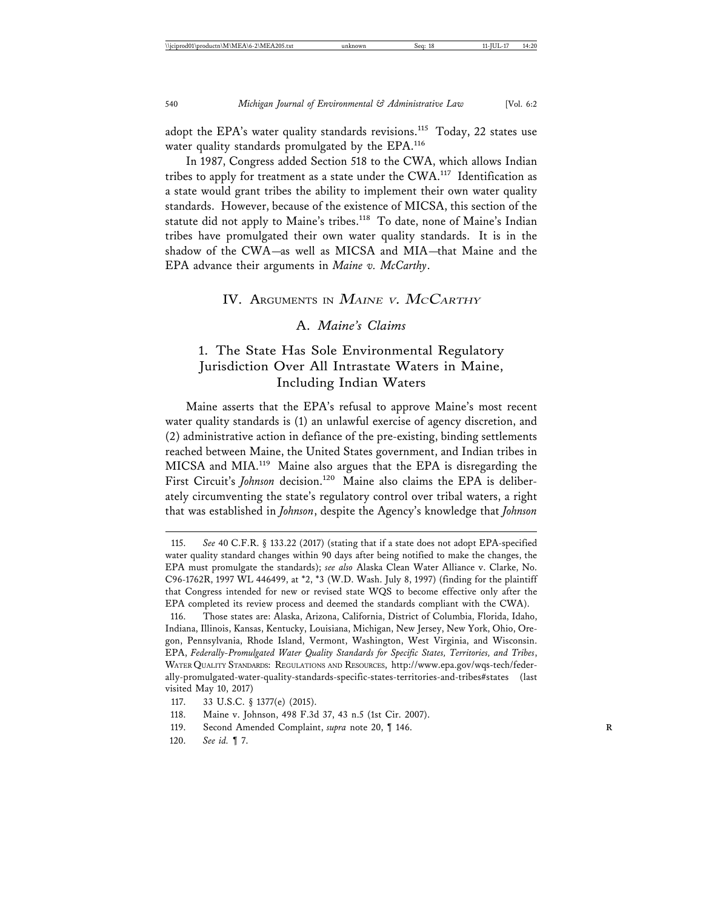adopt the EPA's water quality standards revisions.[115] Today, 22 states use water quality standards promulgated by the EPA.[116]

In 1987, Congress added Section 518 to the CWA, which allows Indian tribes to apply for treatment as a state under the CWA.[117] Identification as a state would grant tribes the ability to implement their own water quality standards. However, because of the existence of MICSA, this section of the statute did not apply to Maine's tribes.[118] To date, none of Maine's Indian tribes have promulgated their own water quality standards. It is in the shadow of the CWA—as well as MICSA and MIA—that Maine and the EPA advance their arguments in *Maine v. McCarthy*.

## IV. Arguments in *Maine v. McCarthy*

### A. *Maine's Claims*

#### 1. The State Has Sole Environmental Regulatory Jurisdiction Over All Intrastate Waters in Maine, Including Indian Waters

Maine asserts that the EPA's refusal to approve Maine's most recent water quality standards is (1) an unlawful exercise of agency discretion, and (2) administrative action in defiance of the pre-existing, binding settlements reached between Maine, the United States government, and Indian tribes in MICSA and MIA.[119] Maine also argues that the EPA is disregarding the First Circuit's *Johnson* decision.[120] Maine also claims the EPA is deliberately circumventing the state's regulatory control over tribal waters, a right that was established in *Johnson*, despite the Agency's knowledge that *Johnson*

---

115. *See* 40 C.F.R. § 133.22 (2017) (stating that if a state does not adopt EPA-specified water quality standard changes within 90 days after being notified to make the changes, the EPA must promulgate the standards); *see also* Alaska Clean Water Alliance v. Clarke, No. C96-1762R, 1997 WL 446499, at *2, *3 (W.D. Wash. July 8, 1997) (finding for the plaintiff that Congress intended for new or revised state WQS to become effective only after the EPA completed its review process and deemed the standards compliant with the CWA).

116. Those states are: Alaska, Arizona, California, District of Columbia, Florida, Idaho, Indiana, Illinois, Kansas, Kentucky, Louisiana, Michigan, New Jersey, New York, Ohio, Oregon, Pennsylvania, Rhode Island, Vermont, Washington, West Virginia, and Wisconsin. EPA, *Federally-Promulgated Water Quality Standards for Specific States, Territories, and Tribes*, Water Quality Standards: Regulations and Resources, http://www.epa.gov/wqs-tech/federally-promulgated-water-quality-standards-specific-states-territories-and-tribes#states (last visited May 10, 2017)

117. 33 U.S.C. § 1377(e) (2015).

118. Maine v. Johnson, 498 F.3d 37, 43 n.5 (1st Cir. 2007).

119. Second Amended Complaint, *supra* note 20, ¶ 146.

120. *See id.* ¶ 7.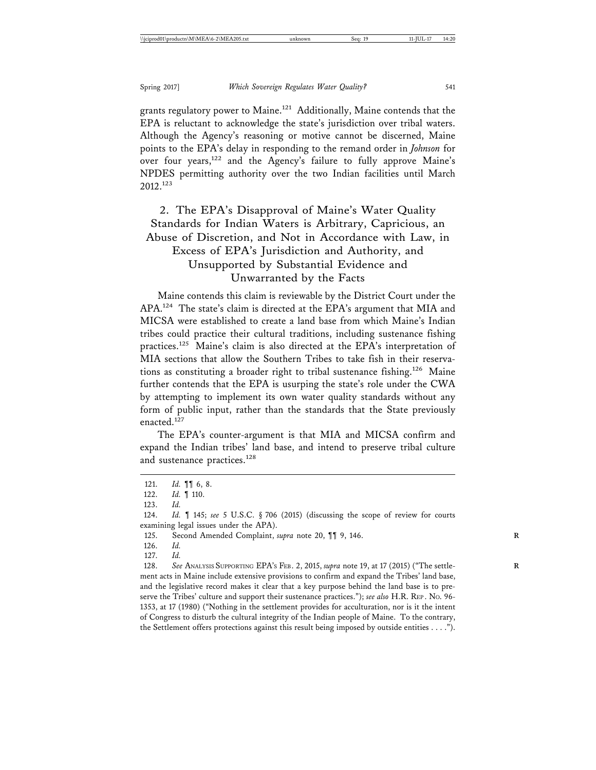grants regulatory power to Maine.[121] Additionally, Maine contends that the EPA is reluctant to acknowledge the state's jurisdiction over tribal waters. Although the Agency's reasoning or motive cannot be discerned, Maine points to the EPA's delay in responding to the remand order in *Johnson* for over four years,[122] and the Agency's failure to fully approve Maine's NPDES permitting authority over the two Indian facilities until March 2012.[123]

### 2. The EPA's Disapproval of Maine's Water Quality Standards for Indian Waters is Arbitrary, Capricious, an Abuse of Discretion, and Not in Accordance with Law, in Excess of EPA's Jurisdiction and Authority, and Unsupported by Substantial Evidence and Unwarranted by the Facts

Maine contends this claim is reviewable by the District Court under the APA.[124] The state's claim is directed at the EPA's argument that MIA and MICSA were established to create a land base from which Maine's Indian tribes could practice their cultural traditions, including sustenance fishing practices.[125] Maine's claim is also directed at the EPA's interpretation of MIA sections that allow the Southern Tribes to take fish in their reservations as constituting a broader right to tribal sustenance fishing.[126] Maine further contends that the EPA is usurping the state's role under the CWA by attempting to implement its own water quality standards without any form of public input, rather than the standards that the State previously enacted.[127]

The EPA's counter-argument is that MIA and MICSA confirm and expand the Indian tribes' land base, and intend to preserve tribal culture and sustenance practices.[128]

---

121. *Id.* ¶¶ 6, 8.

122. *Id.* ¶ 110.

123. *Id.*

124. *Id.* ¶ 145; *see* 5 U.S.C. § 706 (2015) (discussing the scope of review for courts examining legal issues under the APA).

125. Second Amended Complaint, *supra* note 20, ¶¶ 9, 146.

126. *Id.*

127. *Id.*

128. *See* ANALYSIS SUPPORTING EPA'S FEB. 2, 2015, *supra* note 19, at 17 (2015) ("The settlement acts in Maine include extensive provisions to confirm and expand the Tribes' land base, and the legislative record makes it clear that a key purpose behind the land base is to preserve the Tribes' culture and support their sustenance practices."); *see also* H.R. REP. NO. 96-1353, at 17 (1980) ("Nothing in the settlement provides for acculturation, nor is it the intent of Congress to disturb the cultural integrity of the Indian people of Maine. To the contrary, the Settlement offers protections against this result being imposed by outside entities . . . .").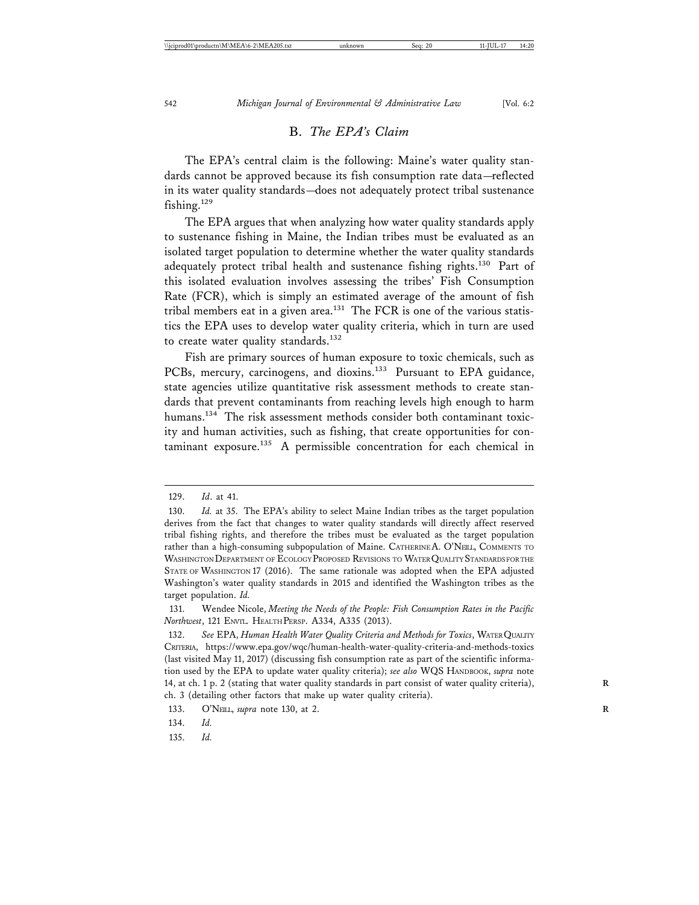## B. *The EPA's Claim*

The EPA's central claim is the following: Maine's water quality standards cannot be approved because its fish consumption rate data—reflected in its water quality standards—does not adequately protect tribal sustenance fishing.[129]

The EPA argues that when analyzing how water quality standards apply to sustenance fishing in Maine, the Indian tribes must be evaluated as an isolated target population to determine whether the water quality standards adequately protect tribal health and sustenance fishing rights.[130] Part of this isolated evaluation involves assessing the tribes' Fish Consumption Rate (FCR), which is simply an estimated average of the amount of fish tribal members eat in a given area.[131] The FCR is one of the various statistics the EPA uses to develop water quality criteria, which in turn are used to create water quality standards.[132]

Fish are primary sources of human exposure to toxic chemicals, such as PCBs, mercury, carcinogens, and dioxins.[133] Pursuant to EPA guidance, state agencies utilize quantitative risk assessment methods to create standards that prevent contaminants from reaching levels high enough to harm humans.[134] The risk assessment methods consider both contaminant toxicity and human activities, such as fishing, that create opportunities for contaminant exposure.[135] A permissible concentration for each chemical in

---

129. *Id*. at 41.

130. *Id.* at 35. The EPA's ability to select Maine Indian tribes as the target population derives from the fact that changes to water quality standards will directly affect reserved tribal fishing rights, and therefore the tribes must be evaluated as the target population rather than a high-consuming subpopulation of Maine. CATHERINE A. O'NEILL, COMMENTS TO WASHINGTON DEPARTMENT OF ECOLOGY PROPOSED REVISIONS TO WATER QUALITY STANDARDS FOR THE STATE OF WASHINGTON 17 (2016). The same rationale was adopted when the EPA adjusted Washington's water quality standards in 2015 and identified the Washington tribes as the target population. *Id.*

131. Wendee Nicole, *Meeting the Needs of the People: Fish Consumption Rates in the Pacific Northwest*, 121 ENVTL. HEALTH PERSP. A334, A335 (2013).

132. *See* EPA, *Human Health Water Quality Criteria and Methods for Toxics*, WATER QUALITY CRITERIA, https://www.epa.gov/wqc/human-health-water-quality-criteria-and-methods-toxics (last visited May 11, 2017) (discussing fish consumption rate as part of the scientific information used by the EPA to update water quality criteria); *see also* WQS HANDBOOK, *supra* note 14, at ch. 1 p. 2 (stating that water quality standards in part consist of water quality criteria), ch. 3 (detailing other factors that make up water quality criteria).

133. O'NEILL, *supra* note 130, at 2.

134. *Id.*

135. *Id.*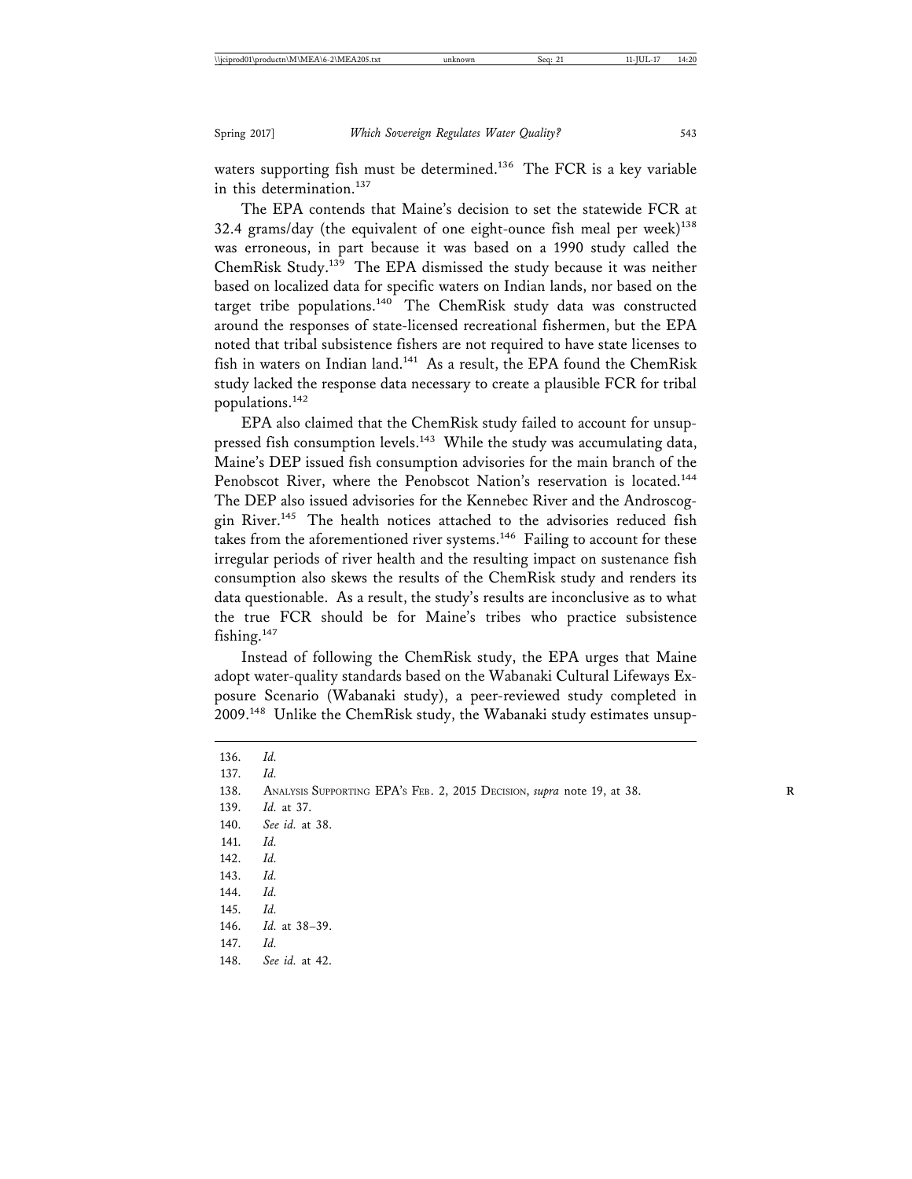waters supporting fish must be determined.[136] The FCR is a key variable in this determination.[137]

The EPA contends that Maine's decision to set the statewide FCR at 32.4 grams/day (the equivalent of one eight-ounce fish meal per week)[138] was erroneous, in part because it was based on a 1990 study called the ChemRisk Study.[139] The EPA dismissed the study because it was neither based on localized data for specific waters on Indian lands, nor based on the target tribe populations.[140] The ChemRisk study data was constructed around the responses of state-licensed recreational fishermen, but the EPA noted that tribal subsistence fishers are not required to have state licenses to fish in waters on Indian land.[141] As a result, the EPA found the ChemRisk study lacked the response data necessary to create a plausible FCR for tribal populations.[142]

EPA also claimed that the ChemRisk study failed to account for unsuppressed fish consumption levels.[143] While the study was accumulating data, Maine's DEP issued fish consumption advisories for the main branch of the Penobscot River, where the Penobscot Nation's reservation is located.[144] The DEP also issued advisories for the Kennebec River and the Androscoggin River.[145] The health notices attached to the advisories reduced fish takes from the aforementioned river systems.[146] Failing to account for these irregular periods of river health and the resulting impact on sustenance fish consumption also skews the results of the ChemRisk study and renders its data questionable. As a result, the study's results are inconclusive as to what the true FCR should be for Maine's tribes who practice subsistence fishing.[147]

Instead of following the ChemRisk study, the EPA urges that Maine adopt water-quality standards based on the Wabanaki Cultural Lifeways Exposure Scenario (Wabanaki study), a peer-reviewed study completed in 2009.[148] Unlike the ChemRisk study, the Wabanaki study estimates unsup-

---

136. *Id.*
137. *Id.*
138. Analysis Supporting EPA's Feb. 2, 2015 Decision, *supra* note 19, at 38.
139. *Id.* at 37.
140. *See id.* at 38.
141. *Id.*
142. *Id.*
143. *Id.*
144. *Id.*
145. *Id.*
146. *Id.* at 38–39.
147. *Id.*
148. *See id.* at 42.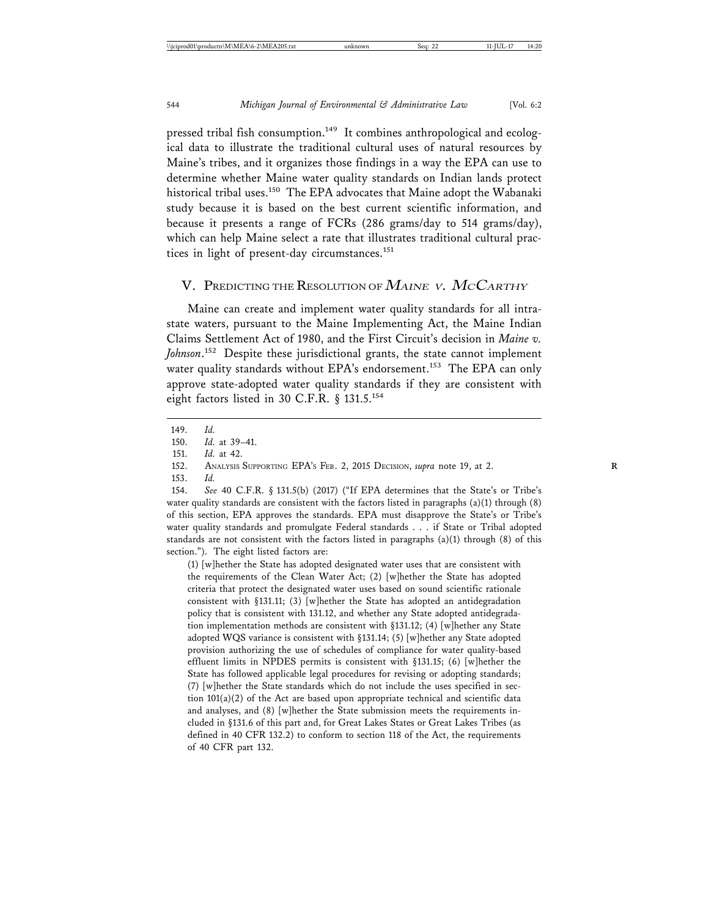pressed tribal fish consumption.[149] It combines anthropological and ecological data to illustrate the traditional cultural uses of natural resources by Maine's tribes, and it organizes those findings in a way the EPA can use to determine whether Maine water quality standards on Indian lands protect historical tribal uses.[150] The EPA advocates that Maine adopt the Wabanaki study because it is based on the best current scientific information, and because it presents a range of FCRs (286 grams/day to 514 grams/day), which can help Maine select a rate that illustrates traditional cultural practices in light of present-day circumstances.[151]

## V. Predicting the Resolution of *Maine v. McCarthy*

Maine can create and implement water quality standards for all intrastate waters, pursuant to the Maine Implementing Act, the Maine Indian Claims Settlement Act of 1980, and the First Circuit's decision in *Maine v. Johnson*.[152] Despite these jurisdictional grants, the state cannot implement water quality standards without EPA's endorsement.[153] The EPA can only approve state-adopted water quality standards if they are consistent with eight factors listed in 30 C.F.R. § 131.5.[154]

---

149. *Id.*

150. *Id.* at 39–41.

151. *Id.* at 42.

152. Analysis Supporting EPA's Feb. 2, 2015 Decision, *supra* note 19, at 2.

153. *Id.*

154. *See* 40 C.F.R. § 131.5(b) (2017) ("If EPA determines that the State's or Tribe's water quality standards are consistent with the factors listed in paragraphs (a)(1) through (8) of this section, EPA approves the standards. EPA must disapprove the State's or Tribe's water quality standards and promulgate Federal standards . . . if State or Tribal adopted standards are not consistent with the factors listed in paragraphs (a)(1) through (8) of this section."). The eight listed factors are:

> (1) [w]hether the State has adopted designated water uses that are consistent with the requirements of the Clean Water Act; (2) [w]hether the State has adopted criteria that protect the designated water uses based on sound scientific rationale consistent with §131.11; (3) [w]hether the State has adopted an antidegradation policy that is consistent with 131.12, and whether any State adopted antidegradation implementation methods are consistent with §131.12; (4) [w]hether any State adopted WQS variance is consistent with §131.14; (5) [w]hether any State adopted provision authorizing the use of schedules of compliance for water quality-based effluent limits in NPDES permits is consistent with §131.15; (6) [w]hether the State has followed applicable legal procedures for revising or adopting standards; (7) [w]hether the State standards which do not include the uses specified in section 101(a)(2) of the Act are based upon appropriate technical and scientific data and analyses, and (8) [w]hether the State submission meets the requirements included in §131.6 of this part and, for Great Lakes States or Great Lakes Tribes (as defined in 40 CFR 132.2) to conform to section 118 of the Act, the requirements of 40 CFR part 132.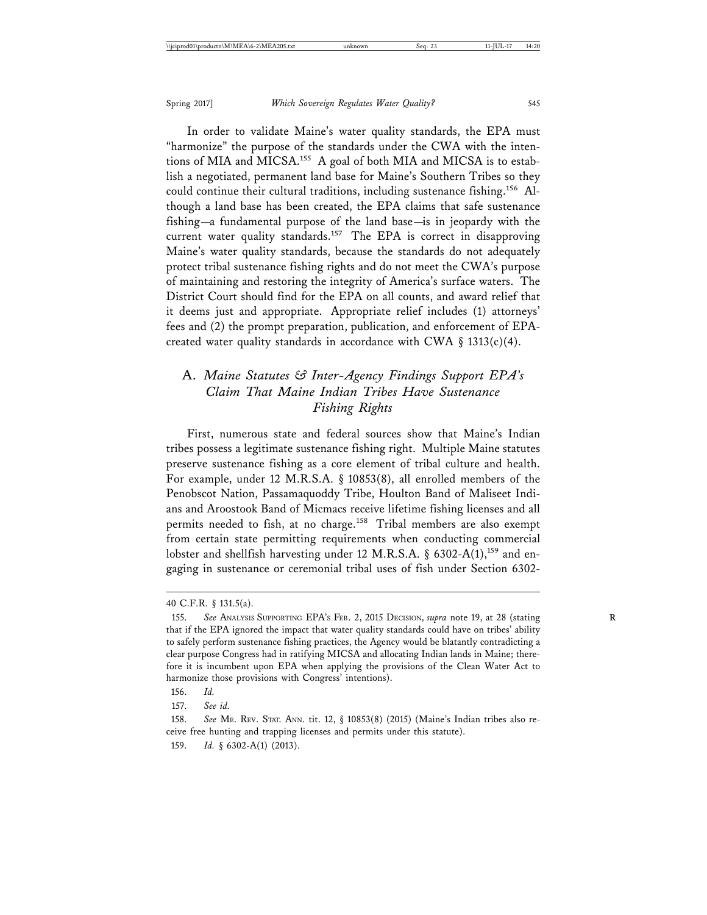In order to validate Maine's water quality standards, the EPA must "harmonize" the purpose of the standards under the CWA with the intentions of MIA and MICSA.[155] A goal of both MIA and MICSA is to establish a negotiated, permanent land base for Maine's Southern Tribes so they could continue their cultural traditions, including sustenance fishing.[156] Although a land base has been created, the EPA claims that safe sustenance fishing—a fundamental purpose of the land base—is in jeopardy with the current water quality standards.[157] The EPA is correct in disapproving Maine's water quality standards, because the standards do not adequately protect tribal sustenance fishing rights and do not meet the CWA's purpose of maintaining and restoring the integrity of America's surface waters. The District Court should find for the EPA on all counts, and award relief that it deems just and appropriate. Appropriate relief includes (1) attorneys' fees and (2) the prompt preparation, publication, and enforcement of EPA-created water quality standards in accordance with CWA § 1313(c)(4).

## A. *Maine Statutes & Inter-Agency Findings Support EPA's Claim That Maine Indian Tribes Have Sustenance Fishing Rights*

First, numerous state and federal sources show that Maine's Indian tribes possess a legitimate sustenance fishing right. Multiple Maine statutes preserve sustenance fishing as a core element of tribal culture and health. For example, under 12 M.R.S.A. § 10853(8), all enrolled members of the Penobscot Nation, Passamaquoddy Tribe, Houlton Band of Maliseet Indians and Aroostook Band of Micmacs receive lifetime fishing licenses and all permits needed to fish, at no charge.[158] Tribal members are also exempt from certain state permitting requirements when conducting commercial lobster and shellfish harvesting under 12 M.R.S.A. § 6302-A(1),[159] and engaging in sustenance or ceremonial tribal uses of fish under Section 6302-

---

40 C.F.R. § 131.5(a).

155. *See* Analysis Supporting EPA's Feb. 2, 2015 Decision, *supra* note 19, at 28 (stating that if the EPA ignored the impact that water quality standards could have on tribes' ability to safely perform sustenance fishing practices, the Agency would be blatantly contradicting a clear purpose Congress had in ratifying MICSA and allocating Indian lands in Maine; therefore it is incumbent upon EPA when applying the provisions of the Clean Water Act to harmonize those provisions with Congress' intentions).

156. *Id.*

157. *See id.*

158. *See* Me. Rev. Stat. Ann. tit. 12, § 10853(8) (2015) (Maine's Indian tribes also receive free hunting and trapping licenses and permits under this statute).

159. *Id.* § 6302-A(1) (2013).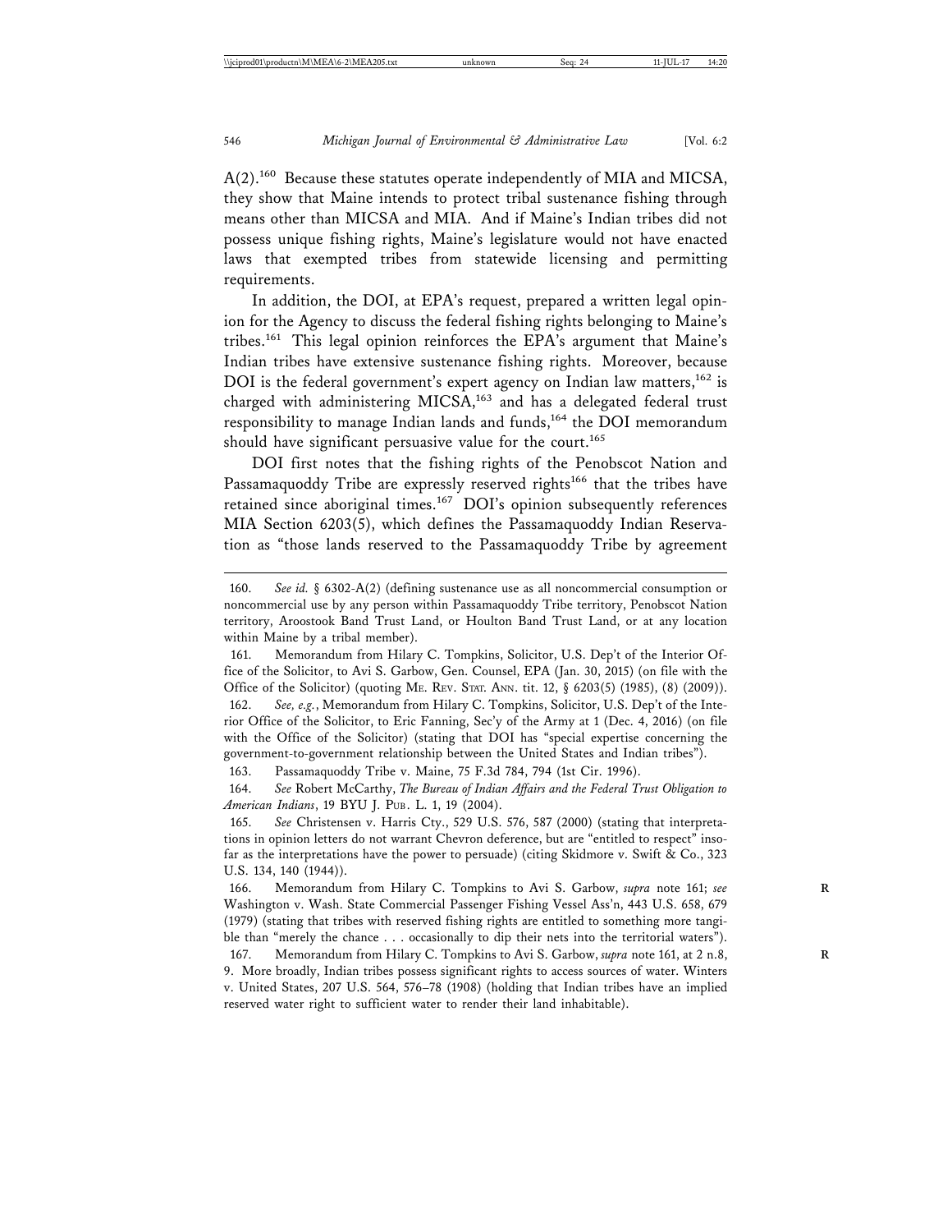A(2).[160] Because these statutes operate independently of MIA and MICSA, they show that Maine intends to protect tribal sustenance fishing through means other than MICSA and MIA. And if Maine's Indian tribes did not possess unique fishing rights, Maine's legislature would not have enacted laws that exempted tribes from statewide licensing and permitting requirements.

In addition, the DOI, at EPA's request, prepared a written legal opinion for the Agency to discuss the federal fishing rights belonging to Maine's tribes.[161] This legal opinion reinforces the EPA's argument that Maine's Indian tribes have extensive sustenance fishing rights. Moreover, because DOI is the federal government's expert agency on Indian law matters,[162] is charged with administering MICSA,[163] and has a delegated federal trust responsibility to manage Indian lands and funds,[164] the DOI memorandum should have significant persuasive value for the court.[165]

DOI first notes that the fishing rights of the Penobscot Nation and Passamaquoddy Tribe are expressly reserved rights[166] that the tribes have retained since aboriginal times.[167] DOI's opinion subsequently references MIA Section 6203(5), which defines the Passamaquoddy Indian Reservation as "those lands reserved to the Passamaquoddy Tribe by agreement

---

160. *See id.* § 6302-A(2) (defining sustenance use as all noncommercial consumption or noncommercial use by any person within Passamaquoddy Tribe territory, Penobscot Nation territory, Aroostook Band Trust Land, or Houlton Band Trust Land, or at any location within Maine by a tribal member).

161. Memorandum from Hilary C. Tompkins, Solicitor, U.S. Dep't of the Interior Office of the Solicitor, to Avi S. Garbow, Gen. Counsel, EPA (Jan. 30, 2015) (on file with the Office of the Solicitor) (quoting ME. REV. STAT. ANN. tit. 12, § 6203(5) (1985), (8) (2009)).

162. *See, e.g.*, Memorandum from Hilary C. Tompkins, Solicitor, U.S. Dep't of the Interior Office of the Solicitor, to Eric Fanning, Sec'y of the Army at 1 (Dec. 4, 2016) (on file with the Office of the Solicitor) (stating that DOI has "special expertise concerning the government-to-government relationship between the United States and Indian tribes").

163. Passamaquoddy Tribe v. Maine, 75 F.3d 784, 794 (1st Cir. 1996).

164. *See* Robert McCarthy, *The Bureau of Indian Affairs and the Federal Trust Obligation to American Indians*, 19 BYU J. PUB. L. 1, 19 (2004).

165. *See* Christensen v. Harris Cty., 529 U.S. 576, 587 (2000) (stating that interpretations in opinion letters do not warrant Chevron deference, but are "entitled to respect" insofar as the interpretations have the power to persuade) (citing Skidmore v. Swift & Co., 323 U.S. 134, 140 (1944)).

166. Memorandum from Hilary C. Tompkins to Avi S. Garbow, *supra* note 161; *see* Washington v. Wash. State Commercial Passenger Fishing Vessel Ass'n, 443 U.S. 658, 679 (1979) (stating that tribes with reserved fishing rights are entitled to something more tangible than "merely the chance . . . occasionally to dip their nets into the territorial waters").

167. Memorandum from Hilary C. Tompkins to Avi S. Garbow, *supra* note 161, at 2 n.8, 9. More broadly, Indian tribes possess significant rights to access sources of water. Winters v. United States, 207 U.S. 564, 576–78 (1908) (holding that Indian tribes have an implied reserved water right to sufficient water to render their land inhabitable).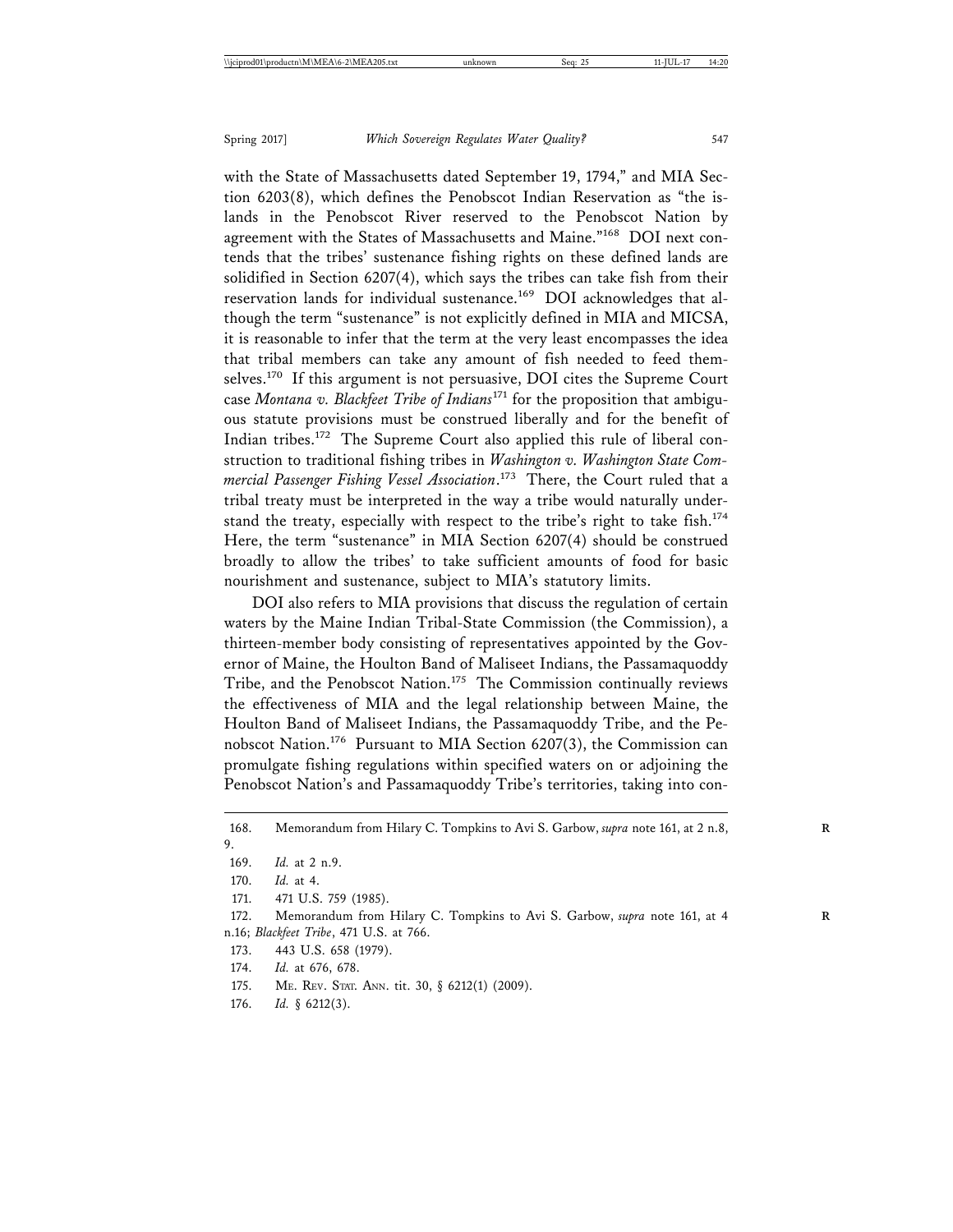with the State of Massachusetts dated September 19, 1794," and MIA Section 6203(8), which defines the Penobscot Indian Reservation as "the islands in the Penobscot River reserved to the Penobscot Nation by agreement with the States of Massachusetts and Maine."[168] DOI next contends that the tribes' sustenance fishing rights on these defined lands are solidified in Section 6207(4), which says the tribes can take fish from their reservation lands for individual sustenance.[169] DOI acknowledges that although the term "sustenance" is not explicitly defined in MIA and MICSA, it is reasonable to infer that the term at the very least encompasses the idea that tribal members can take any amount of fish needed to feed themselves.[170] If this argument is not persuasive, DOI cites the Supreme Court case *Montana v. Blackfeet Tribe of Indians*[171] for the proposition that ambiguous statute provisions must be construed liberally and for the benefit of Indian tribes.[172] The Supreme Court also applied this rule of liberal construction to traditional fishing tribes in *Washington v. Washington State Commercial Passenger Fishing Vessel Association*.[173] There, the Court ruled that a tribal treaty must be interpreted in the way a tribe would naturally understand the treaty, especially with respect to the tribe's right to take fish.[174] Here, the term "sustenance" in MIA Section 6207(4) should be construed broadly to allow the tribes' to take sufficient amounts of food for basic nourishment and sustenance, subject to MIA's statutory limits.

DOI also refers to MIA provisions that discuss the regulation of certain waters by the Maine Indian Tribal-State Commission (the Commission), a thirteen-member body consisting of representatives appointed by the Governor of Maine, the Houlton Band of Maliseet Indians, the Passamaquoddy Tribe, and the Penobscot Nation.[175] The Commission continually reviews the effectiveness of MIA and the legal relationship between Maine, the Houlton Band of Maliseet Indians, the Passamaquoddy Tribe, and the Penobscot Nation.[176] Pursuant to MIA Section 6207(3), the Commission can promulgate fishing regulations within specified waters on or adjoining the Penobscot Nation's and Passamaquoddy Tribe's territories, taking into con-

---

168. Memorandum from Hilary C. Tompkins to Avi S. Garbow, *supra* note 161, at 2 n.8, 9.

169. *Id.* at 2 n.9.

170. *Id.* at 4.

171. 471 U.S. 759 (1985).

172. Memorandum from Hilary C. Tompkins to Avi S. Garbow, *supra* note 161, at 4 n.16; *Blackfeet Tribe*, 471 U.S. at 766.

173. 443 U.S. 658 (1979).

174. *Id.* at 676, 678.

175. ME. REV. STAT. ANN. tit. 30, § 6212(1) (2009).

176. *Id.* § 6212(3).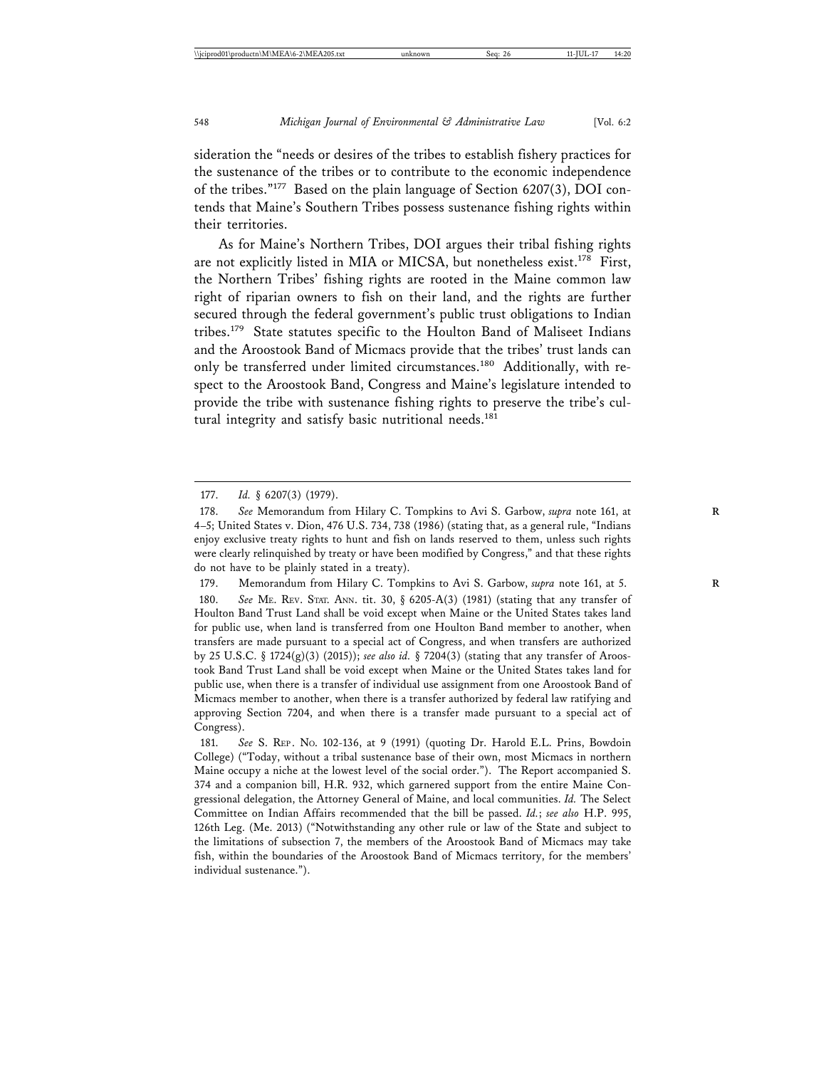sideration the "needs or desires of the tribes to establish fishery practices for the sustenance of the tribes or to contribute to the economic independence of the tribes."[177] Based on the plain language of Section 6207(3), DOI contends that Maine's Southern Tribes possess sustenance fishing rights within their territories.

As for Maine's Northern Tribes, DOI argues their tribal fishing rights are not explicitly listed in MIA or MICSA, but nonetheless exist.[178] First, the Northern Tribes' fishing rights are rooted in the Maine common law right of riparian owners to fish on their land, and the rights are further secured through the federal government's public trust obligations to Indian tribes.[179] State statutes specific to the Houlton Band of Maliseet Indians and the Aroostook Band of Micmacs provide that the tribes' trust lands can only be transferred under limited circumstances.[180] Additionally, with respect to the Aroostook Band, Congress and Maine's legislature intended to provide the tribe with sustenance fishing rights to preserve the tribe's cultural integrity and satisfy basic nutritional needs.[181]

---

177. *Id.* § 6207(3) (1979).

178. *See* Memorandum from Hilary C. Tompkins to Avi S. Garbow, *supra* note 161, at 4–5; United States v. Dion, 476 U.S. 734, 738 (1986) (stating that, as a general rule, "Indians enjoy exclusive treaty rights to hunt and fish on lands reserved to them, unless such rights were clearly relinquished by treaty or have been modified by Congress," and that these rights do not have to be plainly stated in a treaty).

179. Memorandum from Hilary C. Tompkins to Avi S. Garbow, *supra* note 161, at 5.

180. *See* ME. REV. STAT. ANN. tit. 30, § 6205-A(3) (1981) (stating that any transfer of Houlton Band Trust Land shall be void except when Maine or the United States takes land for public use, when land is transferred from one Houlton Band member to another, when transfers are made pursuant to a special act of Congress, and when transfers are authorized by 25 U.S.C. § 1724(g)(3) (2015)); *see also id.* § 7204(3) (stating that any transfer of Aroostook Band Trust Land shall be void except when Maine or the United States takes land for public use, when there is a transfer of individual use assignment from one Aroostook Band of Micmacs member to another, when there is a transfer authorized by federal law ratifying and approving Section 7204, and when there is a transfer made pursuant to a special act of Congress).

181. *See* S. REP. NO. 102-136, at 9 (1991) (quoting Dr. Harold E.L. Prins, Bowdoin College) ("Today, without a tribal sustenance base of their own, most Micmacs in northern Maine occupy a niche at the lowest level of the social order."). The Report accompanied S. 374 and a companion bill, H.R. 932, which garnered support from the entire Maine Congressional delegation, the Attorney General of Maine, and local communities. *Id.* The Select Committee on Indian Affairs recommended that the bill be passed. *Id.*; *see also* H.P. 995, 126th Leg. (Me. 2013) ("Notwithstanding any other rule or law of the State and subject to the limitations of subsection 7, the members of the Aroostook Band of Micmacs may take fish, within the boundaries of the Aroostook Band of Micmacs territory, for the members' individual sustenance.").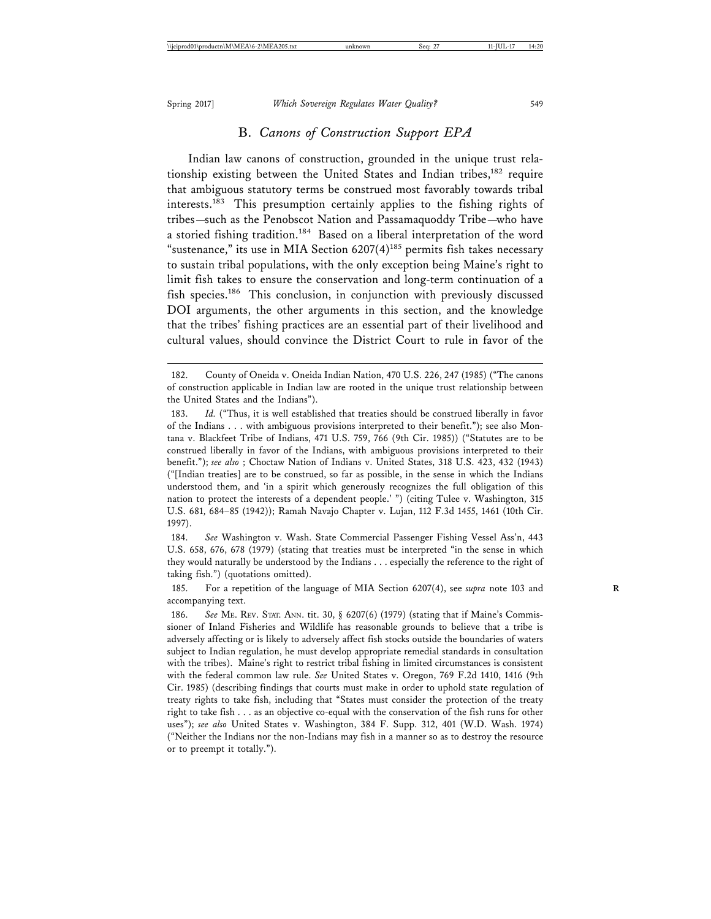### B. *Canons of Construction Support EPA*

Indian law canons of construction, grounded in the unique trust relationship existing between the United States and Indian tribes,[182] require that ambiguous statutory terms be construed most favorably towards tribal interests.[183] This presumption certainly applies to the fishing rights of tribes—such as the Penobscot Nation and Passamaquoddy Tribe—who have a storied fishing tradition.[184] Based on a liberal interpretation of the word "sustenance," its use in MIA Section 6207(4)[185] permits fish takes necessary to sustain tribal populations, with the only exception being Maine's right to limit fish takes to ensure the conservation and long-term continuation of a fish species.[186] This conclusion, in conjunction with previously discussed DOI arguments, the other arguments in this section, and the knowledge that the tribes' fishing practices are an essential part of their livelihood and cultural values, should convince the District Court to rule in favor of the

---

182. County of Oneida v. Oneida Indian Nation, 470 U.S. 226, 247 (1985) ("The canons of construction applicable in Indian law are rooted in the unique trust relationship between the United States and the Indians").

183. *Id.* ("Thus, it is well established that treaties should be construed liberally in favor of the Indians . . . with ambiguous provisions interpreted to their benefit."); see also Montana v. Blackfeet Tribe of Indians, 471 U.S. 759, 766 (9th Cir. 1985)) ("Statutes are to be construed liberally in favor of the Indians, with ambiguous provisions interpreted to their benefit."); *see also* ; Choctaw Nation of Indians v. United States, 318 U.S. 423, 432 (1943) ("[Indian treaties] are to be construed, so far as possible, in the sense in which the Indians understood them, and 'in a spirit which generously recognizes the full obligation of this nation to protect the interests of a dependent people.' ") (citing Tulee v. Washington, 315 U.S. 681, 684–85 (1942)); Ramah Navajo Chapter v. Lujan, 112 F.3d 1455, 1461 (10th Cir. 1997).

184. *See* Washington v. Wash. State Commercial Passenger Fishing Vessel Ass'n, 443 U.S. 658, 676, 678 (1979) (stating that treaties must be interpreted "in the sense in which they would naturally be understood by the Indians . . . especially the reference to the right of taking fish.") (quotations omitted).

185. For a repetition of the language of MIA Section 6207(4), see *supra* note 103 and accompanying text.

186. *See* ME. REV. STAT. ANN. tit. 30, § 6207(6) (1979) (stating that if Maine's Commissioner of Inland Fisheries and Wildlife has reasonable grounds to believe that a tribe is adversely affecting or is likely to adversely affect fish stocks outside the boundaries of waters subject to Indian regulation, he must develop appropriate remedial standards in consultation with the tribes). Maine's right to restrict tribal fishing in limited circumstances is consistent with the federal common law rule. *See* United States v. Oregon, 769 F.2d 1410, 1416 (9th Cir. 1985) (describing findings that courts must make in order to uphold state regulation of treaty rights to take fish, including that "States must consider the protection of the treaty right to take fish . . . as an objective co-equal with the conservation of the fish runs for other uses"); *see also* United States v. Washington, 384 F. Supp. 312, 401 (W.D. Wash. 1974) ("Neither the Indians nor the non-Indians may fish in a manner so as to destroy the resource or to preempt it totally.").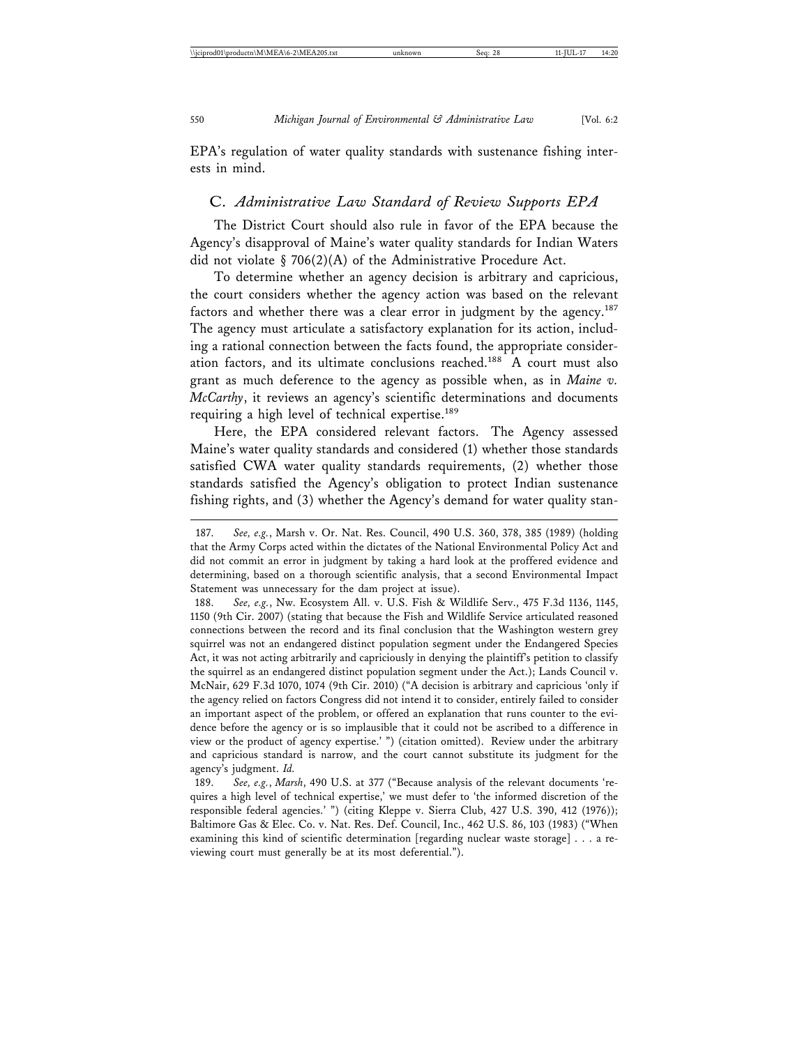EPA's regulation of water quality standards with sustenance fishing interests in mind.

### C. *Administrative Law Standard of Review Supports EPA*

The District Court should also rule in favor of the EPA because the Agency's disapproval of Maine's water quality standards for Indian Waters did not violate § 706(2)(A) of the Administrative Procedure Act.

To determine whether an agency decision is arbitrary and capricious, the court considers whether the agency action was based on the relevant factors and whether there was a clear error in judgment by the agency.[187] The agency must articulate a satisfactory explanation for its action, including a rational connection between the facts found, the appropriate consideration factors, and its ultimate conclusions reached.[188] A court must also grant as much deference to the agency as possible when, as in *Maine v. McCarthy*, it reviews an agency's scientific determinations and documents requiring a high level of technical expertise.[189]

Here, the EPA considered relevant factors. The Agency assessed Maine's water quality standards and considered (1) whether those standards satisfied CWA water quality standards requirements, (2) whether those standards satisfied the Agency's obligation to protect Indian sustenance fishing rights, and (3) whether the Agency's demand for water quality stan-

---

187. *See, e.g.*, Marsh v. Or. Nat. Res. Council, 490 U.S. 360, 378, 385 (1989) (holding that the Army Corps acted within the dictates of the National Environmental Policy Act and did not commit an error in judgment by taking a hard look at the proffered evidence and determining, based on a thorough scientific analysis, that a second Environmental Impact Statement was unnecessary for the dam project at issue).

188. *See, e.g.*, Nw. Ecosystem All. v. U.S. Fish & Wildlife Serv., 475 F.3d 1136, 1145, 1150 (9th Cir. 2007) (stating that because the Fish and Wildlife Service articulated reasoned connections between the record and its final conclusion that the Washington western grey squirrel was not an endangered distinct population segment under the Endangered Species Act, it was not acting arbitrarily and capriciously in denying the plaintiff's petition to classify the squirrel as an endangered distinct population segment under the Act.); Lands Council v. McNair, 629 F.3d 1070, 1074 (9th Cir. 2010) ("A decision is arbitrary and capricious 'only if the agency relied on factors Congress did not intend it to consider, entirely failed to consider an important aspect of the problem, or offered an explanation that runs counter to the evidence before the agency or is so implausible that it could not be ascribed to a difference in view or the product of agency expertise.' ") (citation omitted). Review under the arbitrary and capricious standard is narrow, and the court cannot substitute its judgment for the agency's judgment. *Id.*

189. *See, e.g.*, *Marsh*, 490 U.S. at 377 ("Because analysis of the relevant documents 'requires a high level of technical expertise,' we must defer to 'the informed discretion of the responsible federal agencies.' ") (citing Kleppe v. Sierra Club, 427 U.S. 390, 412 (1976)); Baltimore Gas & Elec. Co. v. Nat. Res. Def. Council, Inc., 462 U.S. 86, 103 (1983) ("When examining this kind of scientific determination [regarding nuclear waste storage] . . . a reviewing court must generally be at its most deferential.").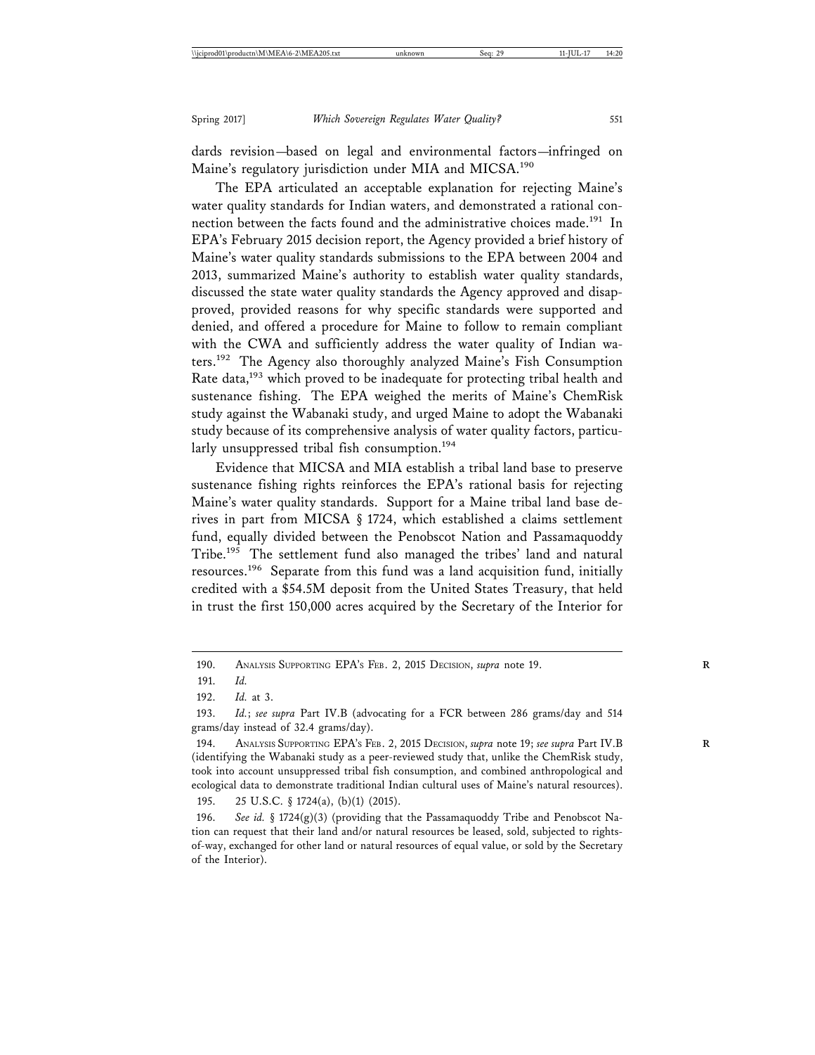dards revision—based on legal and environmental factors—infringed on Maine's regulatory jurisdiction under MIA and MICSA.[190]

The EPA articulated an acceptable explanation for rejecting Maine's water quality standards for Indian waters, and demonstrated a rational connection between the facts found and the administrative choices made.[191] In EPA's February 2015 decision report, the Agency provided a brief history of Maine's water quality standards submissions to the EPA between 2004 and 2013, summarized Maine's authority to establish water quality standards, discussed the state water quality standards the Agency approved and disapproved, provided reasons for why specific standards were supported and denied, and offered a procedure for Maine to follow to remain compliant with the CWA and sufficiently address the water quality of Indian waters.[192] The Agency also thoroughly analyzed Maine's Fish Consumption Rate data,[193] which proved to be inadequate for protecting tribal health and sustenance fishing. The EPA weighed the merits of Maine's ChemRisk study against the Wabanaki study, and urged Maine to adopt the Wabanaki study because of its comprehensive analysis of water quality factors, particularly unsuppressed tribal fish consumption.[194]

Evidence that MICSA and MIA establish a tribal land base to preserve sustenance fishing rights reinforces the EPA's rational basis for rejecting Maine's water quality standards. Support for a Maine tribal land base derives in part from MICSA § 1724, which established a claims settlement fund, equally divided between the Penobscot Nation and Passamaquoddy Tribe.[195] The settlement fund also managed the tribes' land and natural resources.[196] Separate from this fund was a land acquisition fund, initially credited with a $54.5M deposit from the United States Treasury, that held in trust the first 150,000 acres acquired by the Secretary of the Interior for

---

190. ANALYSIS SUPPORTING EPA'S FEB. 2, 2015 DECISION, *supra* note 19.

191. *Id.*

192. *Id.* at 3.

193. *Id.*; *see supra* Part IV.B (advocating for a FCR between 286 grams/day and 514 grams/day instead of 32.4 grams/day).

194. ANALYSIS SUPPORTING EPA'S FEB. 2, 2015 DECISION, *supra* note 19; *see supra* Part IV.B (identifying the Wabanaki study as a peer-reviewed study that, unlike the ChemRisk study, took into account unsuppressed tribal fish consumption, and combined anthropological and ecological data to demonstrate traditional Indian cultural uses of Maine's natural resources).

195. 25 U.S.C. § 1724(a), (b)(1) (2015).

196. *See id.* § 1724(g)(3) (providing that the Passamaquoddy Tribe and Penobscot Nation can request that their land and/or natural resources be leased, sold, subjected to rights-of-way, exchanged for other land or natural resources of equal value, or sold by the Secretary of the Interior).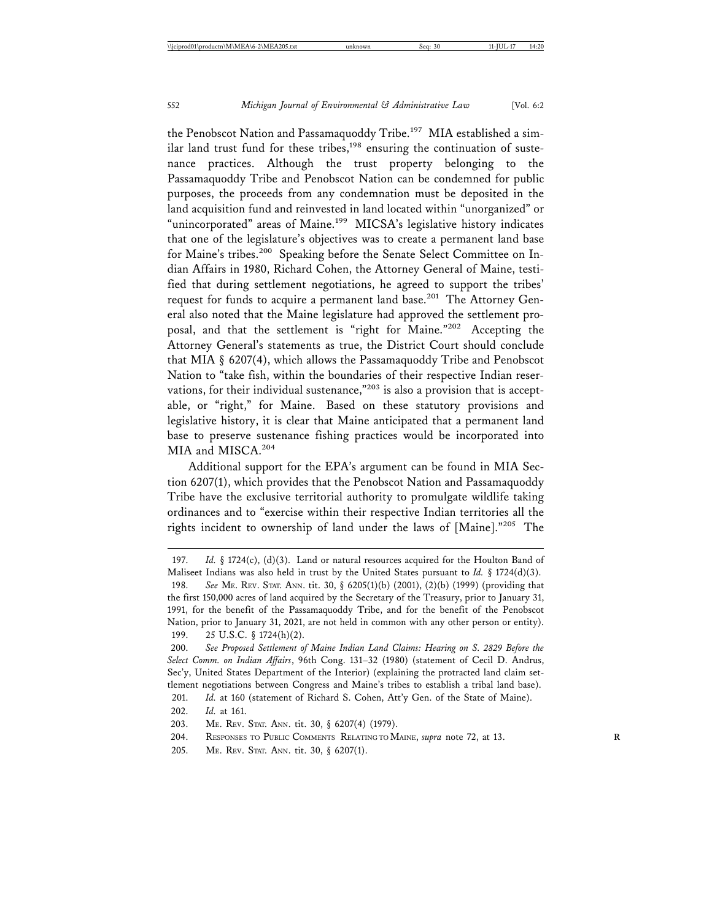the Penobscot Nation and Passamaquoddy Tribe.[197] MIA established a similar land trust fund for these tribes,[198] ensuring the continuation of sustenance practices. Although the trust property belonging to the Passamaquoddy Tribe and Penobscot Nation can be condemned for public purposes, the proceeds from any condemnation must be deposited in the land acquisition fund and reinvested in land located within "unorganized" or "unincorporated" areas of Maine.[199] MICSA's legislative history indicates that one of the legislature's objectives was to create a permanent land base for Maine's tribes.[200] Speaking before the Senate Select Committee on Indian Affairs in 1980, Richard Cohen, the Attorney General of Maine, testified that during settlement negotiations, he agreed to support the tribes' request for funds to acquire a permanent land base.[201] The Attorney General also noted that the Maine legislature had approved the settlement proposal, and that the settlement is "right for Maine."[202] Accepting the Attorney General's statements as true, the District Court should conclude that MIA § 6207(4), which allows the Passamaquoddy Tribe and Penobscot Nation to "take fish, within the boundaries of their respective Indian reservations, for their individual sustenance,"[203] is also a provision that is acceptable, or "right," for Maine. Based on these statutory provisions and legislative history, it is clear that Maine anticipated that a permanent land base to preserve sustenance fishing practices would be incorporated into MIA and MISCA.[204]

Additional support for the EPA's argument can be found in MIA Section 6207(1), which provides that the Penobscot Nation and Passamaquoddy Tribe have the exclusive territorial authority to promulgate wildlife taking ordinances and to "exercise within their respective Indian territories all the rights incident to ownership of land under the laws of [Maine]."[205] The

---

197. *Id.* § 1724(c), (d)(3). Land or natural resources acquired for the Houlton Band of Maliseet Indians was also held in trust by the United States pursuant to *Id.* § 1724(d)(3).

198. *See* ME. REV. STAT. ANN. tit. 30, § 6205(1)(b) (2001), (2)(b) (1999) (providing that the first 150,000 acres of land acquired by the Secretary of the Treasury, prior to January 31, 1991, for the benefit of the Passamaquoddy Tribe, and for the benefit of the Penobscot Nation, prior to January 31, 2021, are not held in common with any other person or entity).

199. 25 U.S.C. § 1724(h)(2).

200. *See Proposed Settlement of Maine Indian Land Claims: Hearing on S. 2829 Before the Select Comm. on Indian Affairs*, 96th Cong. 131–32 (1980) (statement of Cecil D. Andrus, Sec'y, United States Department of the Interior) (explaining the protracted land claim settlement negotiations between Congress and Maine's tribes to establish a tribal land base).

201. *Id.* at 160 (statement of Richard S. Cohen, Att'y Gen. of the State of Maine).

202. *Id.* at 161.

203. ME. REV. STAT. ANN. tit. 30, § 6207(4) (1979).

204. RESPONSES TO PUBLIC COMMENTS RELATING TO MAINE, *supra* note 72, at 13.

205. ME. REV. STAT. ANN. tit. 30, § 6207(1).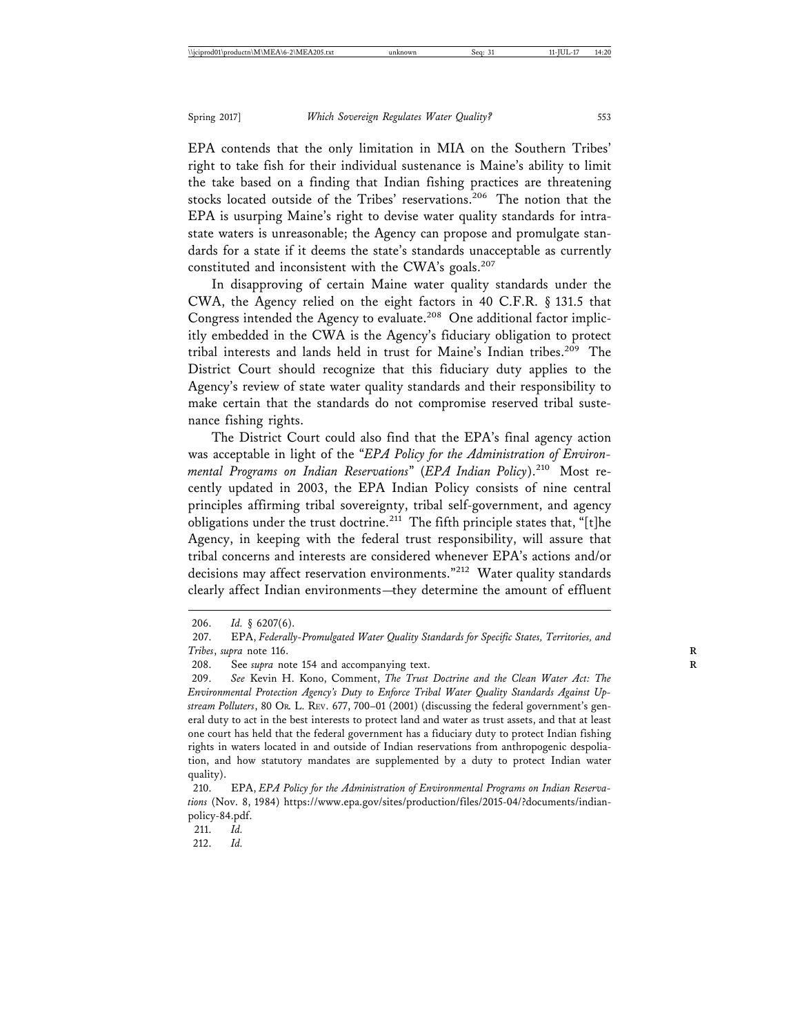EPA contends that the only limitation in MIA on the Southern Tribes' right to take fish for their individual sustenance is Maine's ability to limit the take based on a finding that Indian fishing practices are threatening stocks located outside of the Tribes' reservations.[206] The notion that the EPA is usurping Maine's right to devise water quality standards for intrastate waters is unreasonable; the Agency can propose and promulgate standards for a state if it deems the state's standards unacceptable as currently constituted and inconsistent with the CWA's goals.[207]

In disapproving of certain Maine water quality standards under the CWA, the Agency relied on the eight factors in 40 C.F.R. § 131.5 that Congress intended the Agency to evaluate.[208] One additional factor implicitly embedded in the CWA is the Agency's fiduciary obligation to protect tribal interests and lands held in trust for Maine's Indian tribes.[209] The District Court should recognize that this fiduciary duty applies to the Agency's review of state water quality standards and their responsibility to make certain that the standards do not compromise reserved tribal sustenance fishing rights.

The District Court could also find that the EPA's final agency action was acceptable in light of the "*EPA Policy for the Administration of Environmental Programs on Indian Reservations*" (*EPA Indian Policy*).[210] Most recently updated in 2003, the EPA Indian Policy consists of nine central principles affirming tribal sovereignty, tribal self-government, and agency obligations under the trust doctrine.[211] The fifth principle states that, "[t]he Agency, in keeping with the federal trust responsibility, will assure that tribal concerns and interests are considered whenever EPA's actions and/or decisions may affect reservation environments."[212] Water quality standards clearly affect Indian environments—they determine the amount of effluent

---

206. *Id.* § 6207(6).

207. EPA, *Federally-Promulgated Water Quality Standards for Specific States, Territories, and Tribes*, *supra* note 116.

208. See *supra* note 154 and accompanying text.

209. *See* Kevin H. Kono, Comment, *The Trust Doctrine and the Clean Water Act: The Environmental Protection Agency's Duty to Enforce Tribal Water Quality Standards Against Upstream Polluters*, 80 OR. L. REV. 677, 700–01 (2001) (discussing the federal government's general duty to act in the best interests to protect land and water as trust assets, and that at least one court has held that the federal government has a fiduciary duty to protect Indian fishing rights in waters located in and outside of Indian reservations from anthropogenic despoliation, and how statutory mandates are supplemented by a duty to protect Indian water quality).

210. EPA, *EPA Policy for the Administration of Environmental Programs on Indian Reservations* (Nov. 8, 1984) https://www.epa.gov/sites/production/files/2015-04/?documents/indian-policy-84.pdf.

211. *Id.*

212. *Id.*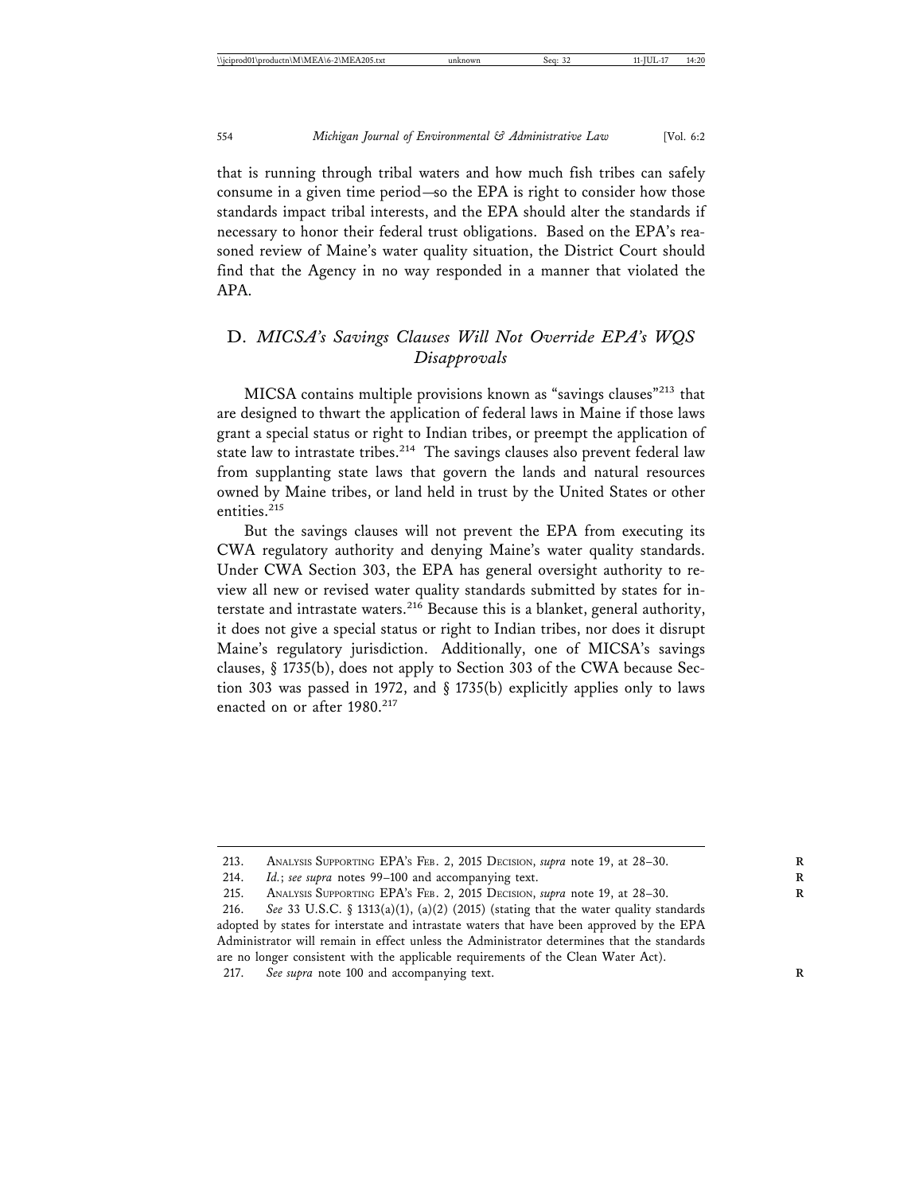that is running through tribal waters and how much fish tribes can safely consume in a given time period—so the EPA is right to consider how those standards impact tribal interests, and the EPA should alter the standards if necessary to honor their federal trust obligations. Based on the EPA's reasoned review of Maine's water quality situation, the District Court should find that the Agency in no way responded in a manner that violated the APA.

### D. *MICSA's Savings Clauses Will Not Override EPA's WQS Disapprovals*

MICSA contains multiple provisions known as "savings clauses"[213] that are designed to thwart the application of federal laws in Maine if those laws grant a special status or right to Indian tribes, or preempt the application of state law to intrastate tribes.[214] The savings clauses also prevent federal law from supplanting state laws that govern the lands and natural resources owned by Maine tribes, or land held in trust by the United States or other entities.[215]

But the savings clauses will not prevent the EPA from executing its CWA regulatory authority and denying Maine's water quality standards. Under CWA Section 303, the EPA has general oversight authority to review all new or revised water quality standards submitted by states for interstate and intrastate waters.[216] Because this is a blanket, general authority, it does not give a special status or right to Indian tribes, nor does it disrupt Maine's regulatory jurisdiction. Additionally, one of MICSA's savings clauses, § 1735(b), does not apply to Section 303 of the CWA because Section 303 was passed in 1972, and § 1735(b) explicitly applies only to laws enacted on or after 1980.[217]

---

213. Analysis Supporting EPA's Feb. 2, 2015 Decision, *supra* note 19, at 28–30.

214. *Id.*; *see supra* notes 99–100 and accompanying text.

215. Analysis Supporting EPA's Feb. 2, 2015 Decision, *supra* note 19, at 28–30.

216. *See* 33 U.S.C. § 1313(a)(1), (a)(2) (2015) (stating that the water quality standards adopted by states for interstate and intrastate waters that have been approved by the EPA Administrator will remain in effect unless the Administrator determines that the standards are no longer consistent with the applicable requirements of the Clean Water Act).

217. *See supra* note 100 and accompanying text.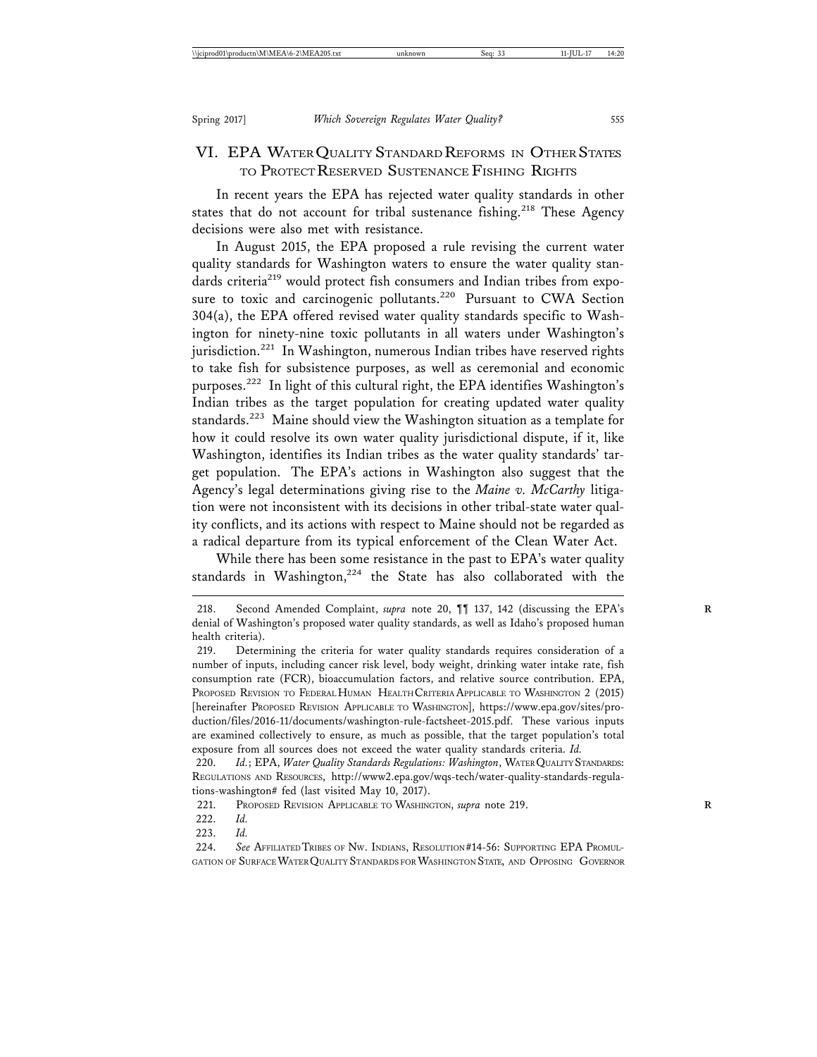## VI. EPA WATER QUALITY STANDARD REFORMS IN OTHER STATES TO PROTECT RESERVED SUSTENANCE FISHING RIGHTS

In recent years the EPA has rejected water quality standards in other states that do not account for tribal sustenance fishing.[218] These Agency decisions were also met with resistance.

In August 2015, the EPA proposed a rule revising the current water quality standards for Washington waters to ensure the water quality standards criteria[219] would protect fish consumers and Indian tribes from exposure to toxic and carcinogenic pollutants.[220] Pursuant to CWA Section 304(a), the EPA offered revised water quality standards specific to Washington for ninety-nine toxic pollutants in all waters under Washington's jurisdiction.[221] In Washington, numerous Indian tribes have reserved rights to take fish for subsistence purposes, as well as ceremonial and economic purposes.[222] In light of this cultural right, the EPA identifies Washington's Indian tribes as the target population for creating updated water quality standards.[223] Maine should view the Washington situation as a template for how it could resolve its own water quality jurisdictional dispute, if it, like Washington, identifies its Indian tribes as the water quality standards' target population. The EPA's actions in Washington also suggest that the Agency's legal determinations giving rise to the *Maine v. McCarthy* litigation were not inconsistent with its decisions in other tribal-state water quality conflicts, and its actions with respect to Maine should not be regarded as a radical departure from its typical enforcement of the Clean Water Act.

While there has been some resistance in the past to EPA's water quality standards in Washington,[224] the State has also collaborated with the

---

218. Second Amended Complaint, *supra* note 20, ¶¶ 137, 142 (discussing the EPA's denial of Washington's proposed water quality standards, as well as Idaho's proposed human health criteria).

219. Determining the criteria for water quality standards requires consideration of a number of inputs, including cancer risk level, body weight, drinking water intake rate, fish consumption rate (FCR), bioaccumulation factors, and relative source contribution. EPA, PROPOSED REVISION TO FEDERAL HUMAN HEALTH CRITERIA APPLICABLE TO WASHINGTON 2 (2015) [hereinafter PROPOSED REVISION APPLICABLE TO WASHINGTON], https://www.epa.gov/sites/production/files/2016-11/documents/washington-rule-factsheet-2015.pdf. These various inputs are examined collectively to ensure, as much as possible, that the target population's total exposure from all sources does not exceed the water quality standards criteria. *Id.*

220. *Id.*; EPA, *Water Quality Standards Regulations: Washington*, WATER QUALITY STANDARDS: REGULATIONS AND RESOURCES, http://www2.epa.gov/wqs-tech/water-quality-standards-regulations-washington# fed (last visited May 10, 2017).

221. PROPOSED REVISION APPLICABLE TO WASHINGTON, *supra* note 219.

222. *Id.*

223. *Id.*

224. *See* AFFILIATED TRIBES OF NW. INDIANS, RESOLUTION #14-56: SUPPORTING EPA PROMULGATION OF SURFACE WATER QUALITY STANDARDS FOR WASHINGTON STATE, AND OPPOSING GOVERNOR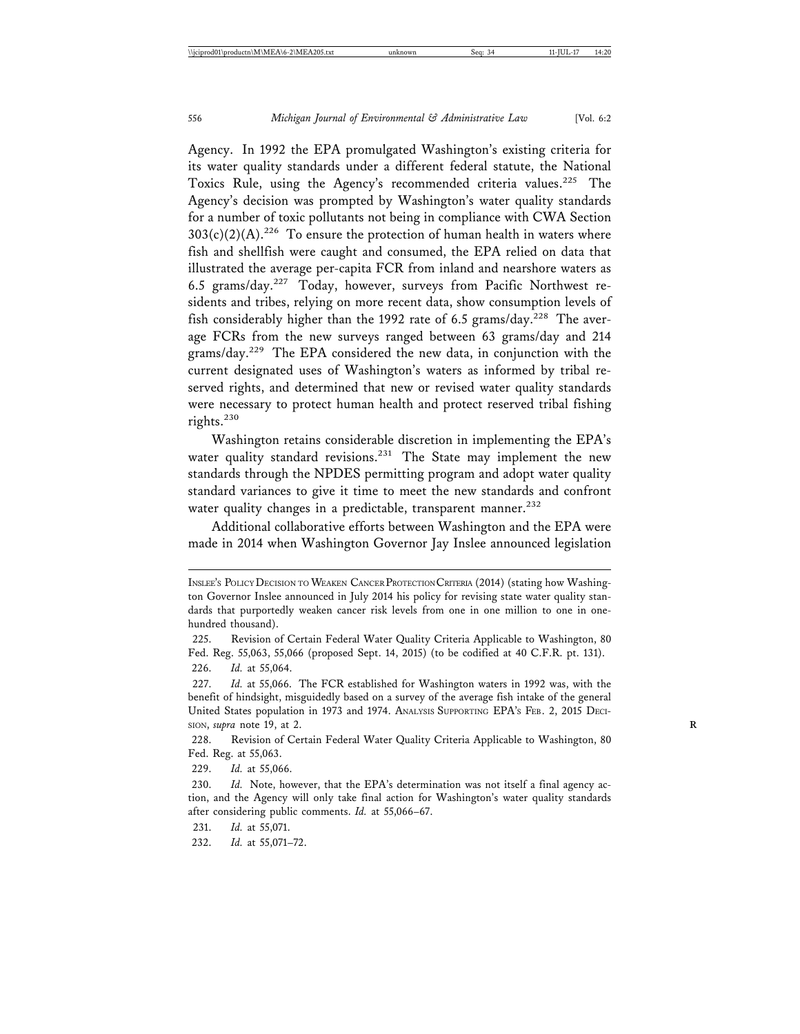Agency. In 1992 the EPA promulgated Washington's existing criteria for its water quality standards under a different federal statute, the National Toxics Rule, using the Agency's recommended criteria values.[225] The Agency's decision was prompted by Washington's water quality standards for a number of toxic pollutants not being in compliance with CWA Section 303(c)(2)(A).[226] To ensure the protection of human health in waters where fish and shellfish were caught and consumed, the EPA relied on data that illustrated the average per-capita FCR from inland and nearshore waters as 6.5 grams/day.[227] Today, however, surveys from Pacific Northwest residents and tribes, relying on more recent data, show consumption levels of fish considerably higher than the 1992 rate of 6.5 grams/day.[228] The average FCRs from the new surveys ranged between 63 grams/day and 214 grams/day.[229] The EPA considered the new data, in conjunction with the current designated uses of Washington's waters as informed by tribal reserved rights, and determined that new or revised water quality standards were necessary to protect human health and protect reserved tribal fishing rights.[230]

Washington retains considerable discretion in implementing the EPA's water quality standard revisions.[231] The State may implement the new standards through the NPDES permitting program and adopt water quality standard variances to give it time to meet the new standards and confront water quality changes in a predictable, transparent manner.[232]

Additional collaborative efforts between Washington and the EPA were made in 2014 when Washington Governor Jay Inslee announced legislation

---

INSLEE'S POLICY DECISION TO WEAKEN CANCER PROTECTION CRITERIA (2014) (stating how Washington Governor Inslee announced in July 2014 his policy for revising state water quality standards that purportedly weaken cancer risk levels from one in one million to one in one-hundred thousand).

225. Revision of Certain Federal Water Quality Criteria Applicable to Washington, 80 Fed. Reg. 55,063, 55,066 (proposed Sept. 14, 2015) (to be codified at 40 C.F.R. pt. 131).

226. *Id.* at 55,064.

227. *Id.* at 55,066. The FCR established for Washington waters in 1992 was, with the benefit of hindsight, misguidedly based on a survey of the average fish intake of the general United States population in 1973 and 1974. ANALYSIS SUPPORTING EPA'S FEB. 2, 2015 DECISION, *supra* note 19, at 2.

228. Revision of Certain Federal Water Quality Criteria Applicable to Washington, 80 Fed. Reg. at 55,063.

229. *Id.* at 55,066.

230. *Id.* Note, however, that the EPA's determination was not itself a final agency action, and the Agency will only take final action for Washington's water quality standards after considering public comments. *Id.* at 55,066–67.

231. *Id.* at 55,071.

232. *Id.* at 55,071–72.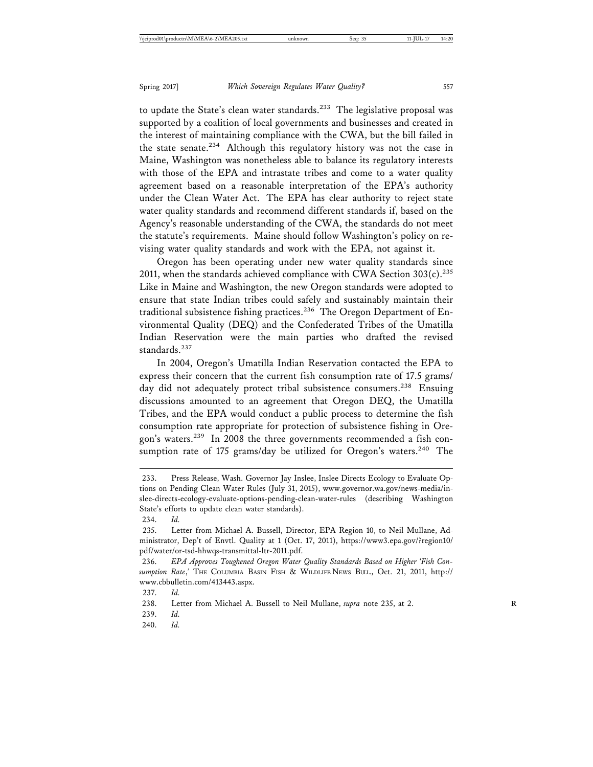to update the State's clean water standards.[233] The legislative proposal was supported by a coalition of local governments and businesses and created in the interest of maintaining compliance with the CWA, but the bill failed in the state senate.[234] Although this regulatory history was not the case in Maine, Washington was nonetheless able to balance its regulatory interests with those of the EPA and intrastate tribes and come to a water quality agreement based on a reasonable interpretation of the EPA's authority under the Clean Water Act. The EPA has clear authority to reject state water quality standards and recommend different standards if, based on the Agency's reasonable understanding of the CWA, the standards do not meet the statute's requirements. Maine should follow Washington's policy on revising water quality standards and work with the EPA, not against it.

Oregon has been operating under new water quality standards since 2011, when the standards achieved compliance with CWA Section 303(c).[235] Like in Maine and Washington, the new Oregon standards were adopted to ensure that state Indian tribes could safely and sustainably maintain their traditional subsistence fishing practices.[236] The Oregon Department of Environmental Quality (DEQ) and the Confederated Tribes of the Umatilla Indian Reservation were the main parties who drafted the revised standards.[237]

In 2004, Oregon's Umatilla Indian Reservation contacted the EPA to express their concern that the current fish consumption rate of 17.5 grams/day did not adequately protect tribal subsistence consumers.[238] Ensuing discussions amounted to an agreement that Oregon DEQ, the Umatilla Tribes, and the EPA would conduct a public process to determine the fish consumption rate appropriate for protection of subsistence fishing in Oregon's waters.[239] In 2008 the three governments recommended a fish consumption rate of 175 grams/day be utilized for Oregon's waters.[240] The

---

233. Press Release, Wash. Governor Jay Inslee, Inslee Directs Ecology to Evaluate Options on Pending Clean Water Rules (July 31, 2015), www.governor.wa.gov/news-media/inslee-directs-ecology-evaluate-options-pending-clean-water-rules (describing Washington State's efforts to update clean water standards).

234. *Id.*

235. Letter from Michael A. Bussell, Director, EPA Region 10, to Neil Mullane, Administrator, Dep't of Envtl. Quality at 1 (Oct. 17, 2011), https://www3.epa.gov/?region10/pdf/water/or-tsd-hhwqs-transmittal-ltr-2011.pdf.

236. *EPA Approves Toughened Oregon Water Quality Standards Based on Higher 'Fish Consumption Rate*,*'* THE COLUMBIA BASIN FISH & WILDLIFE NEWS BULL., Oct. 21, 2011, http://www.cbbulletin.com/413443.aspx.

237. *Id.*

238. Letter from Michael A. Bussell to Neil Mullane, *supra* note 235, at 2.

239. *Id.*

240. *Id.*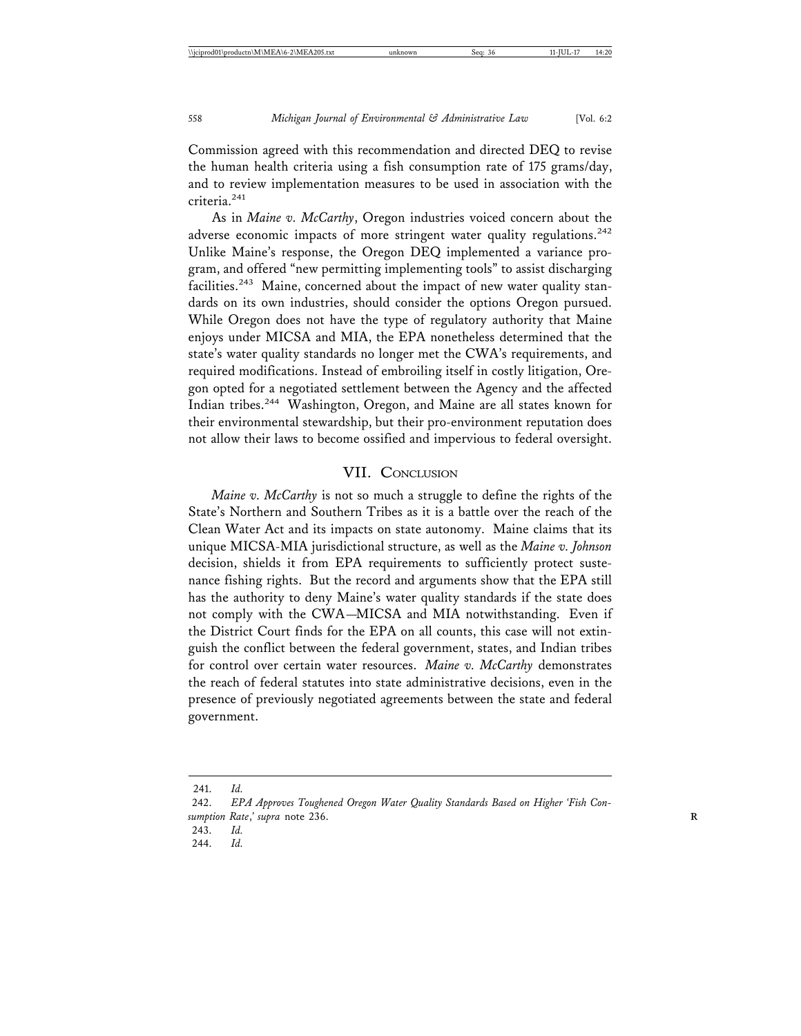Commission agreed with this recommendation and directed DEQ to revise the human health criteria using a fish consumption rate of 175 grams/day, and to review implementation measures to be used in association with the criteria.[241]

As in *Maine v. McCarthy*, Oregon industries voiced concern about the adverse economic impacts of more stringent water quality regulations.[242] Unlike Maine's response, the Oregon DEQ implemented a variance program, and offered "new permitting implementing tools" to assist discharging facilities.[243] Maine, concerned about the impact of new water quality standards on its own industries, should consider the options Oregon pursued. While Oregon does not have the type of regulatory authority that Maine enjoys under MICSA and MIA, the EPA nonetheless determined that the state's water quality standards no longer met the CWA's requirements, and required modifications. Instead of embroiling itself in costly litigation, Oregon opted for a negotiated settlement between the Agency and the affected Indian tribes.[244] Washington, Oregon, and Maine are all states known for their environmental stewardship, but their pro-environment reputation does not allow their laws to become ossified and impervious to federal oversight.

## VII. Conclusion

*Maine v. McCarthy* is not so much a struggle to define the rights of the State's Northern and Southern Tribes as it is a battle over the reach of the Clean Water Act and its impacts on state autonomy. Maine claims that its unique MICSA-MIA jurisdictional structure, as well as the *Maine v. Johnson* decision, shields it from EPA requirements to sufficiently protect sustenance fishing rights. But the record and arguments show that the EPA still has the authority to deny Maine's water quality standards if the state does not comply with the CWA—MICSA and MIA notwithstanding. Even if the District Court finds for the EPA on all counts, this case will not extinguish the conflict between the federal government, states, and Indian tribes for control over certain water resources. *Maine v. McCarthy* demonstrates the reach of federal statutes into state administrative decisions, even in the presence of previously negotiated agreements between the state and federal government.

---

241. *Id.*

242. *EPA Approves Toughened Oregon Water Quality Standards Based on Higher 'Fish Consumption Rate,' supra* note 236.

243. *Id.*

244. *Id.*